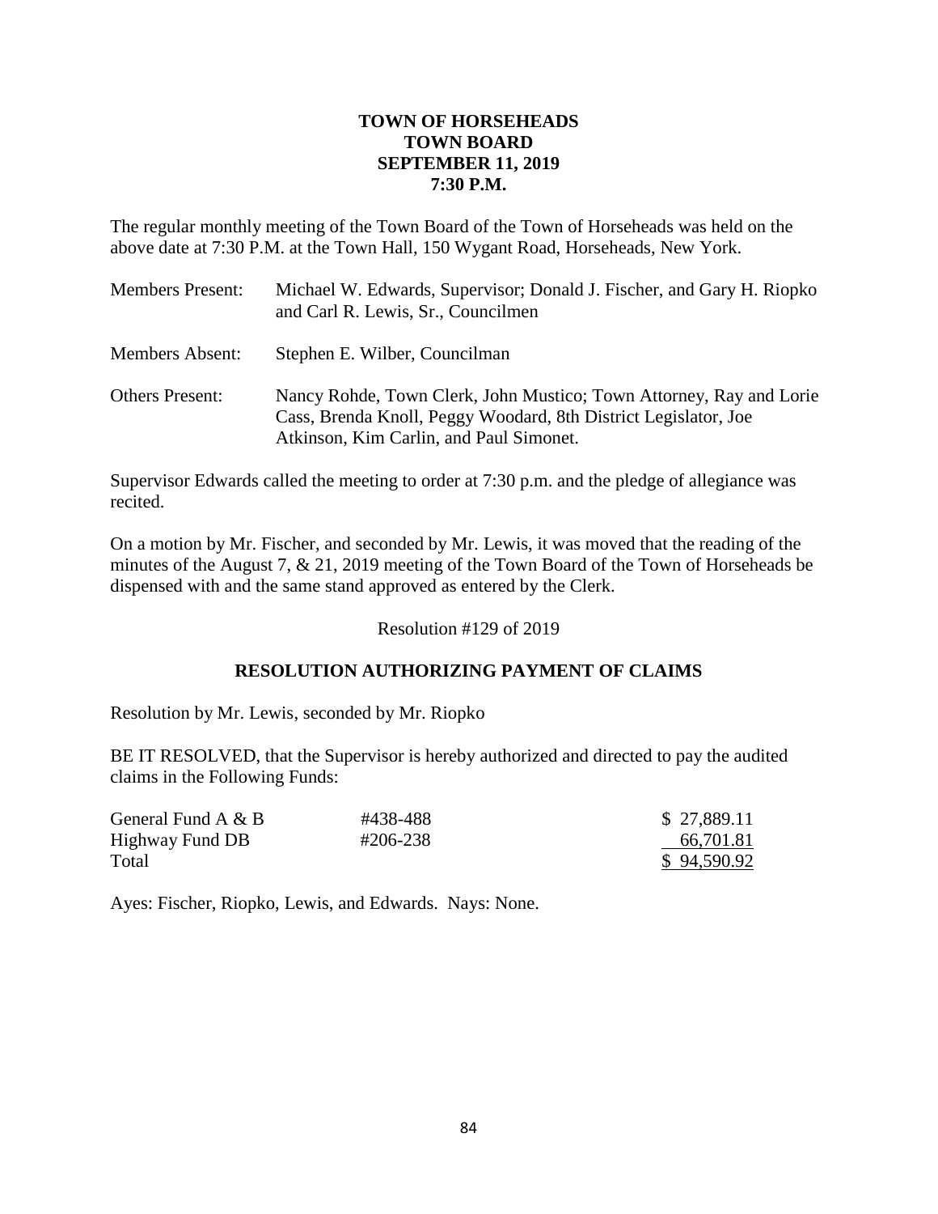**TOWN OF HORSEHEADS**
**TOWN BOARD**
**SEPTEMBER 11, 2019**
**7:30 P.M.**

The regular monthly meeting of the Town Board of the Town of Horseheads was held on the above date at 7:30 P.M. at the Town Hall, 150 Wygant Road, Horseheads, New York.

| | |
|---|---|
| Members Present: | Michael W. Edwards, Supervisor; Donald J. Fischer, and Gary H. Riopko and Carl R. Lewis, Sr., Councilmen |
| Members Absent: | Stephen E. Wilber, Councilman |
| Others Present: | Nancy Rohde, Town Clerk, John Mustico; Town Attorney, Ray and Lorie Cass, Brenda Knoll, Peggy Woodard, 8th District Legislator, Joe Atkinson, Kim Carlin, and Paul Simonet. |

Supervisor Edwards called the meeting to order at 7:30 p.m. and the pledge of allegiance was recited.

On a motion by Mr. Fischer, and seconded by Mr. Lewis, it was moved that the reading of the minutes of the August 7, & 21, 2019 meeting of the Town Board of the Town of Horseheads be dispensed with and the same stand approved as entered by the Clerk.

Resolution #129 of 2019

**RESOLUTION AUTHORIZING PAYMENT OF CLAIMS**

Resolution by Mr. Lewis, seconded by Mr. Riopko

BE IT RESOLVED, that the Supervisor is hereby authorized and directed to pay the audited claims in the Following Funds:

| | | |
|---|---|---|
| General Fund A & B | #438-488 | $ 27,889.11 |
| Highway Fund DB | #206-238 | 66,701.81 |
| Total | | $ 94,590.92 |

Ayes: Fischer, Riopko, Lewis, and Edwards. Nays: None.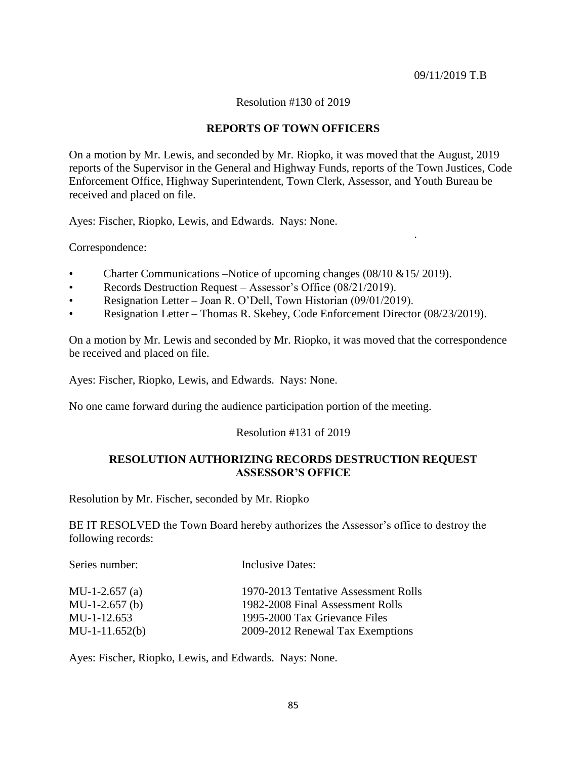09/11/2019 T.B

Resolution #130 of 2019

**REPORTS OF TOWN OFFICERS**

On a motion by Mr. Lewis, and seconded by Mr. Riopko, it was moved that the August, 2019 reports of the Supervisor in the General and Highway Funds, reports of the Town Justices, Code Enforcement Office, Highway Superintendent, Town Clerk, Assessor, and Youth Bureau be received and placed on file.

Ayes: Fischer, Riopko, Lewis, and Edwards. Nays: None.

Correspondence:

- Charter Communications –Notice of upcoming changes (08/10 &15/ 2019).
- Records Destruction Request – Assessor's Office (08/21/2019).
- Resignation Letter – Joan R. O'Dell, Town Historian (09/01/2019).
- Resignation Letter – Thomas R. Skebey, Code Enforcement Director (08/23/2019).

On a motion by Mr. Lewis and seconded by Mr. Riopko, it was moved that the correspondence be received and placed on file.

Ayes: Fischer, Riopko, Lewis, and Edwards. Nays: None.

No one came forward during the audience participation portion of the meeting.

Resolution #131 of 2019

**RESOLUTION AUTHORIZING RECORDS DESTRUCTION REQUEST ASSESSOR'S OFFICE**

Resolution by Mr. Fischer, seconded by Mr. Riopko

BE IT RESOLVED the Town Board hereby authorizes the Assessor's office to destroy the following records:

| Series number: | Inclusive Dates: |
|---|---|
| MU-1-2.657 (a) | 1970-2013 Tentative Assessment Rolls |
| MU-1-2.657 (b) | 1982-2008 Final Assessment Rolls |
| MU-1-12.653 | 1995-2000 Tax Grievance Files |
| MU-1-11.652(b) | 2009-2012 Renewal Tax Exemptions |

Ayes: Fischer, Riopko, Lewis, and Edwards. Nays: None.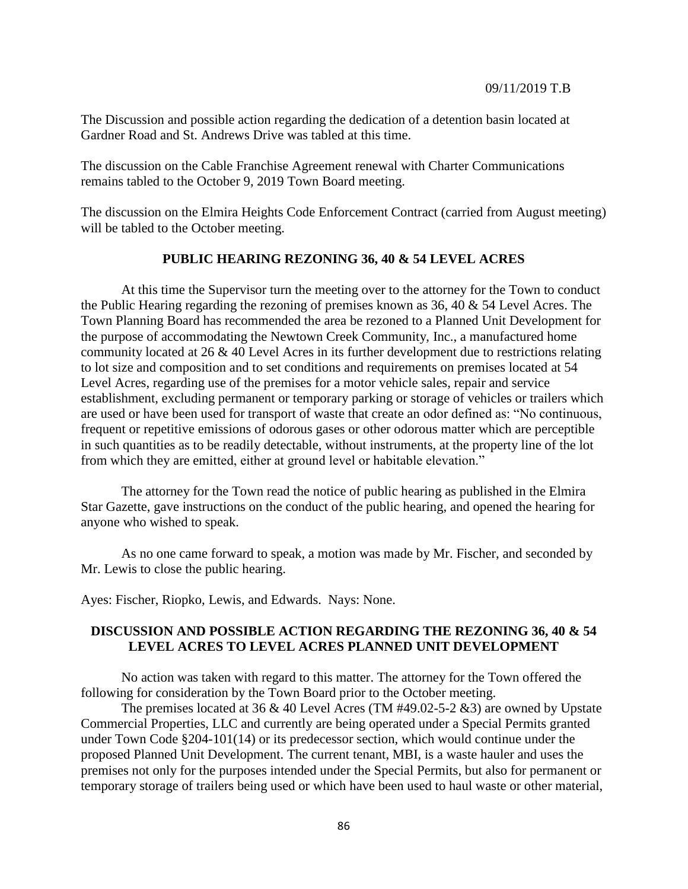The Discussion and possible action regarding the dedication of a detention basin located at Gardner Road and St. Andrews Drive was tabled at this time.

The discussion on the Cable Franchise Agreement renewal with Charter Communications remains tabled to the October 9, 2019 Town Board meeting.

The discussion on the Elmira Heights Code Enforcement Contract (carried from August meeting) will be tabled to the October meeting.

## PUBLIC HEARING REZONING 36, 40 & 54 LEVEL ACRES

At this time the Supervisor turn the meeting over to the attorney for the Town to conduct the Public Hearing regarding the rezoning of premises known as 36, 40 & 54 Level Acres. The Town Planning Board has recommended the area be rezoned to a Planned Unit Development for the purpose of accommodating the Newtown Creek Community, Inc., a manufactured home community located at 26 & 40 Level Acres in its further development due to restrictions relating to lot size and composition and to set conditions and requirements on premises located at 54 Level Acres, regarding use of the premises for a motor vehicle sales, repair and service establishment, excluding permanent or temporary parking or storage of vehicles or trailers which are used or have been used for transport of waste that create an odor defined as: "No continuous, frequent or repetitive emissions of odorous gases or other odorous matter which are perceptible in such quantities as to be readily detectable, without instruments, at the property line of the lot from which they are emitted, either at ground level or habitable elevation."

The attorney for the Town read the notice of public hearing as published in the Elmira Star Gazette, gave instructions on the conduct of the public hearing, and opened the hearing for anyone who wished to speak.

As no one came forward to speak, a motion was made by Mr. Fischer, and seconded by Mr. Lewis to close the public hearing.

Ayes: Fischer, Riopko, Lewis, and Edwards. Nays: None.

## DISCUSSION AND POSSIBLE ACTION REGARDING THE REZONING 36, 40 & 54 LEVEL ACRES TO LEVEL ACRES PLANNED UNIT DEVELOPMENT

No action was taken with regard to this matter. The attorney for the Town offered the following for consideration by the Town Board prior to the October meeting.

The premises located at 36 & 40 Level Acres (TM #49.02-5-2 &3) are owned by Upstate Commercial Properties, LLC and currently are being operated under a Special Permits granted under Town Code §204-101(14) or its predecessor section, which would continue under the proposed Planned Unit Development. The current tenant, MBI, is a waste hauler and uses the premises not only for the purposes intended under the Special Permits, but also for permanent or temporary storage of trailers being used or which have been used to haul waste or other material,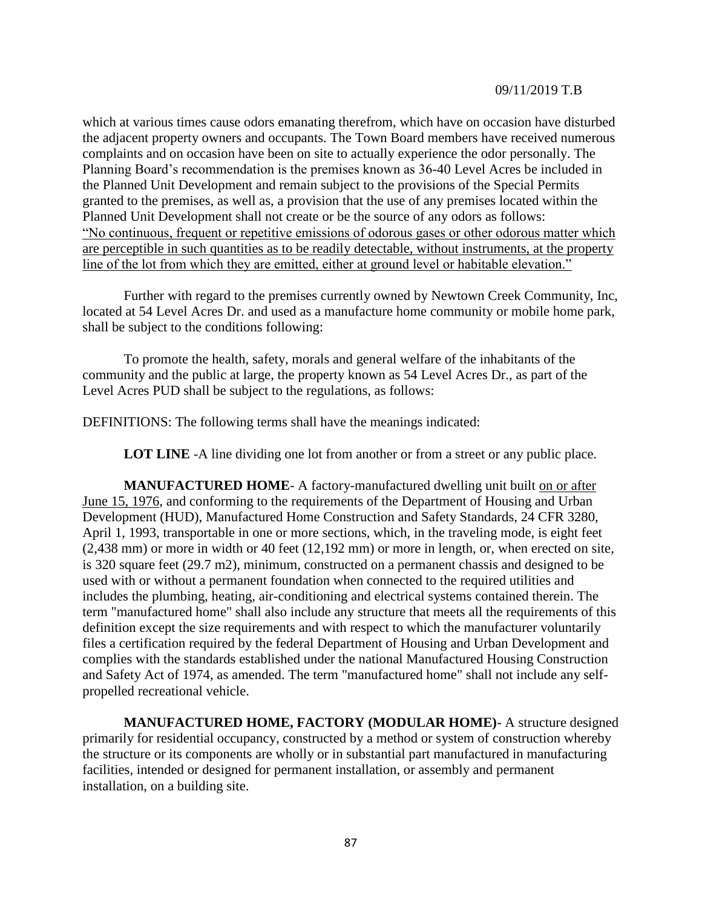which at various times cause odors emanating therefrom, which have on occasion have disturbed the adjacent property owners and occupants. The Town Board members have received numerous complaints and on occasion have been on site to actually experience the odor personally. The Planning Board's recommendation is the premises known as 36-40 Level Acres be included in the Planned Unit Development and remain subject to the provisions of the Special Permits granted to the premises, as well as, a provision that the use of any premises located within the Planned Unit Development shall not create or be the source of any odors as follows:
<u>"No continuous, frequent or repetitive emissions of odorous gases or other odorous matter which are perceptible in such quantities as to be readily detectable, without instruments, at the property line of the lot from which they are emitted, either at ground level or habitable elevation."</u>

Further with regard to the premises currently owned by Newtown Creek Community, Inc, located at 54 Level Acres Dr. and used as a manufacture home community or mobile home park, shall be subject to the conditions following:

To promote the health, safety, morals and general welfare of the inhabitants of the community and the public at large, the property known as 54 Level Acres Dr., as part of the Level Acres PUD shall be subject to the regulations, as follows:

DEFINITIONS: The following terms shall have the meanings indicated:

**LOT LINE** -A line dividing one lot from another or from a street or any public place.

**MANUFACTURED HOME**- A factory-manufactured dwelling unit built <u>on or after June 15, 1976</u>, and conforming to the requirements of the Department of Housing and Urban Development (HUD), Manufactured Home Construction and Safety Standards, 24 CFR 3280, April 1, 1993, transportable in one or more sections, which, in the traveling mode, is eight feet (2,438 mm) or more in width or 40 feet (12,192 mm) or more in length, or, when erected on site, is 320 square feet (29.7 m2), minimum, constructed on a permanent chassis and designed to be used with or without a permanent foundation when connected to the required utilities and includes the plumbing, heating, air-conditioning and electrical systems contained therein. The term "manufactured home" shall also include any structure that meets all the requirements of this definition except the size requirements and with respect to which the manufacturer voluntarily files a certification required by the federal Department of Housing and Urban Development and complies with the standards established under the national Manufactured Housing Construction and Safety Act of 1974, as amended. The term "manufactured home" shall not include any self-propelled recreational vehicle.

**MANUFACTURED HOME, FACTORY (MODULAR HOME)**- A structure designed primarily for residential occupancy, constructed by a method or system of construction whereby the structure or its components are wholly or in substantial part manufactured in manufacturing facilities, intended or designed for permanent installation, or assembly and permanent installation, on a building site.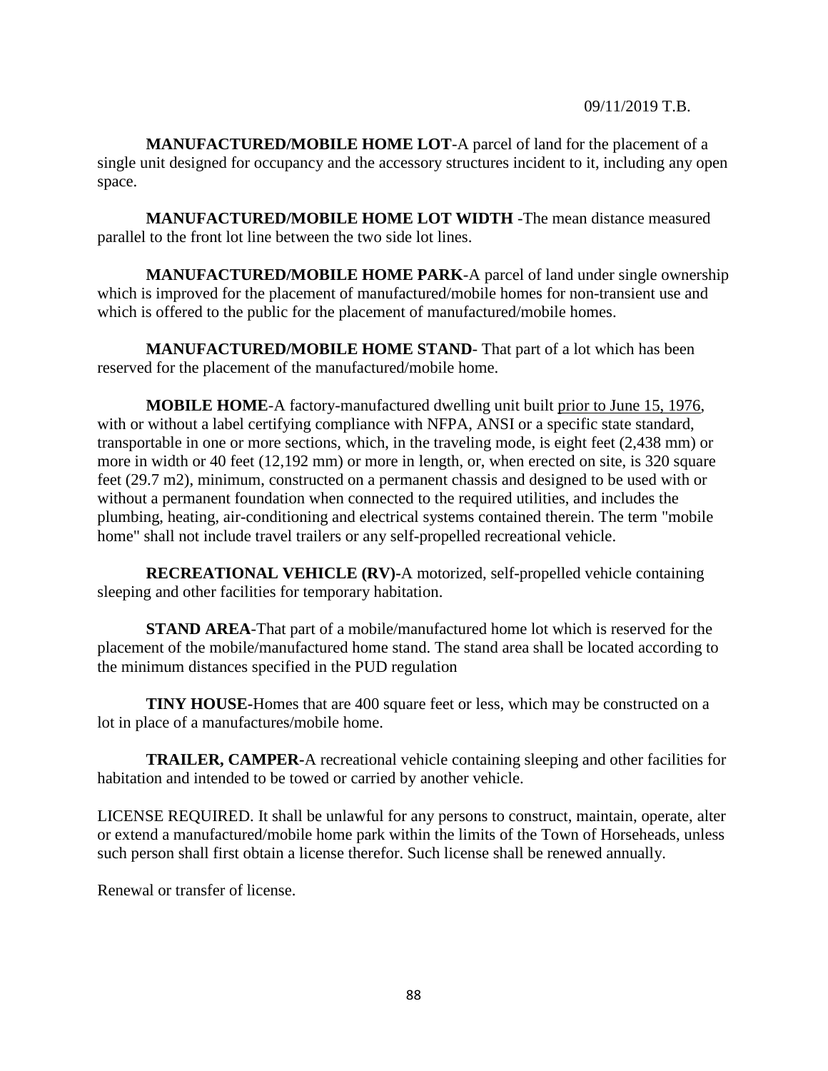09/11/2019 T.B.

**MANUFACTURED/MOBILE HOME LOT**-A parcel of land for the placement of a single unit designed for occupancy and the accessory structures incident to it, including any open space.

**MANUFACTURED/MOBILE HOME LOT WIDTH** -The mean distance measured parallel to the front lot line between the two side lot lines.

**MANUFACTURED/MOBILE HOME PARK**-A parcel of land under single ownership which is improved for the placement of manufactured/mobile homes for non-transient use and which is offered to the public for the placement of manufactured/mobile homes.

**MANUFACTURED/MOBILE HOME STAND**- That part of a lot which has been reserved for the placement of the manufactured/mobile home.

**MOBILE HOME**-A factory-manufactured dwelling unit built prior to June 15, 1976, with or without a label certifying compliance with NFPA, ANSI or a specific state standard, transportable in one or more sections, which, in the traveling mode, is eight feet (2,438 mm) or more in width or 40 feet (12,192 mm) or more in length, or, when erected on site, is 320 square feet (29.7 m2), minimum, constructed on a permanent chassis and designed to be used with or without a permanent foundation when connected to the required utilities, and includes the plumbing, heating, air-conditioning and electrical systems contained therein. The term "mobile home" shall not include travel trailers or any self-propelled recreational vehicle.

**RECREATIONAL VEHICLE (RV)-**A motorized, self-propelled vehicle containing sleeping and other facilities for temporary habitation.

**STAND AREA**-That part of a mobile/manufactured home lot which is reserved for the placement of the mobile/manufactured home stand. The stand area shall be located according to the minimum distances specified in the PUD regulation

**TINY HOUSE-**Homes that are 400 square feet or less, which may be constructed on a lot in place of a manufactures/mobile home.

**TRAILER, CAMPER-**A recreational vehicle containing sleeping and other facilities for habitation and intended to be towed or carried by another vehicle.

LICENSE REQUIRED. It shall be unlawful for any persons to construct, maintain, operate, alter or extend a manufactured/mobile home park within the limits of the Town of Horseheads, unless such person shall first obtain a license therefor. Such license shall be renewed annually.

Renewal or transfer of license.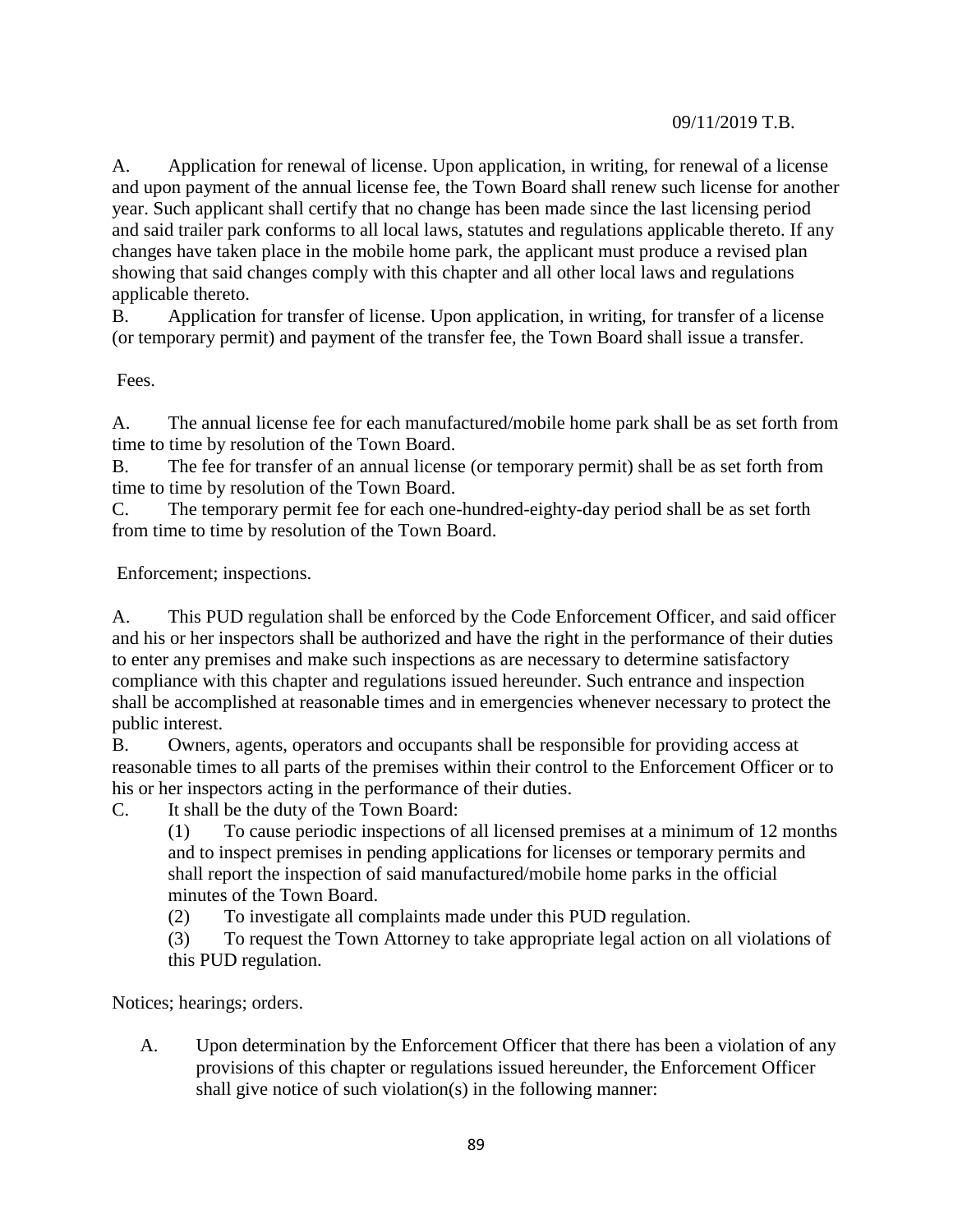A. Application for renewal of license. Upon application, in writing, for renewal of a license and upon payment of the annual license fee, the Town Board shall renew such license for another year. Such applicant shall certify that no change has been made since the last licensing period and said trailer park conforms to all local laws, statutes and regulations applicable thereto. If any changes have taken place in the mobile home park, the applicant must produce a revised plan showing that said changes comply with this chapter and all other local laws and regulations applicable thereto.

B. Application for transfer of license. Upon application, in writing, for transfer of a license (or temporary permit) and payment of the transfer fee, the Town Board shall issue a transfer.

Fees.

A. The annual license fee for each manufactured/mobile home park shall be as set forth from time to time by resolution of the Town Board.

B. The fee for transfer of an annual license (or temporary permit) shall be as set forth from time to time by resolution of the Town Board.

C. The temporary permit fee for each one-hundred-eighty-day period shall be as set forth from time to time by resolution of the Town Board.

Enforcement; inspections.

A. This PUD regulation shall be enforced by the Code Enforcement Officer, and said officer and his or her inspectors shall be authorized and have the right in the performance of their duties to enter any premises and make such inspections as are necessary to determine satisfactory compliance with this chapter and regulations issued hereunder. Such entrance and inspection shall be accomplished at reasonable times and in emergencies whenever necessary to protect the public interest.

B. Owners, agents, operators and occupants shall be responsible for providing access at reasonable times to all parts of the premises within their control to the Enforcement Officer or to his or her inspectors acting in the performance of their duties.

C. It shall be the duty of the Town Board:

(1) To cause periodic inspections of all licensed premises at a minimum of 12 months and to inspect premises in pending applications for licenses or temporary permits and shall report the inspection of said manufactured/mobile home parks in the official minutes of the Town Board.

(2) To investigate all complaints made under this PUD regulation.

(3) To request the Town Attorney to take appropriate legal action on all violations of this PUD regulation.

Notices; hearings; orders.

A. Upon determination by the Enforcement Officer that there has been a violation of any provisions of this chapter or regulations issued hereunder, the Enforcement Officer shall give notice of such violation(s) in the following manner: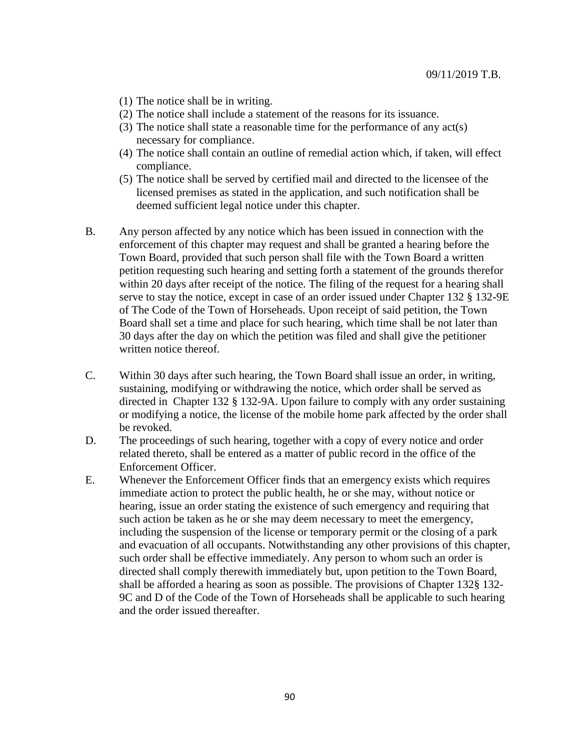(1) The notice shall be in writing.
(2) The notice shall include a statement of the reasons for its issuance.
(3) The notice shall state a reasonable time for the performance of any act(s) necessary for compliance.
(4) The notice shall contain an outline of remedial action which, if taken, will effect compliance.
(5) The notice shall be served by certified mail and directed to the licensee of the licensed premises as stated in the application, and such notification shall be deemed sufficient legal notice under this chapter.

B. Any person affected by any notice which has been issued in connection with the enforcement of this chapter may request and shall be granted a hearing before the Town Board, provided that such person shall file with the Town Board a written petition requesting such hearing and setting forth a statement of the grounds therefor within 20 days after receipt of the notice. The filing of the request for a hearing shall serve to stay the notice, except in case of an order issued under Chapter 132 § 132-9E of The Code of the Town of Horseheads. Upon receipt of said petition, the Town Board shall set a time and place for such hearing, which time shall be not later than 30 days after the day on which the petition was filed and shall give the petitioner written notice thereof.

C. Within 30 days after such hearing, the Town Board shall issue an order, in writing, sustaining, modifying or withdrawing the notice, which order shall be served as directed in Chapter 132 § 132-9A. Upon failure to comply with any order sustaining or modifying a notice, the license of the mobile home park affected by the order shall be revoked.

D. The proceedings of such hearing, together with a copy of every notice and order related thereto, shall be entered as a matter of public record in the office of the Enforcement Officer.

E. Whenever the Enforcement Officer finds that an emergency exists which requires immediate action to protect the public health, he or she may, without notice or hearing, issue an order stating the existence of such emergency and requiring that such action be taken as he or she may deem necessary to meet the emergency, including the suspension of the license or temporary permit or the closing of a park and evacuation of all occupants. Notwithstanding any other provisions of this chapter, such order shall be effective immediately. Any person to whom such an order is directed shall comply therewith immediately but, upon petition to the Town Board, shall be afforded a hearing as soon as possible. The provisions of Chapter 132§ 132-9C and D of the Code of the Town of Horseheads shall be applicable to such hearing and the order issued thereafter.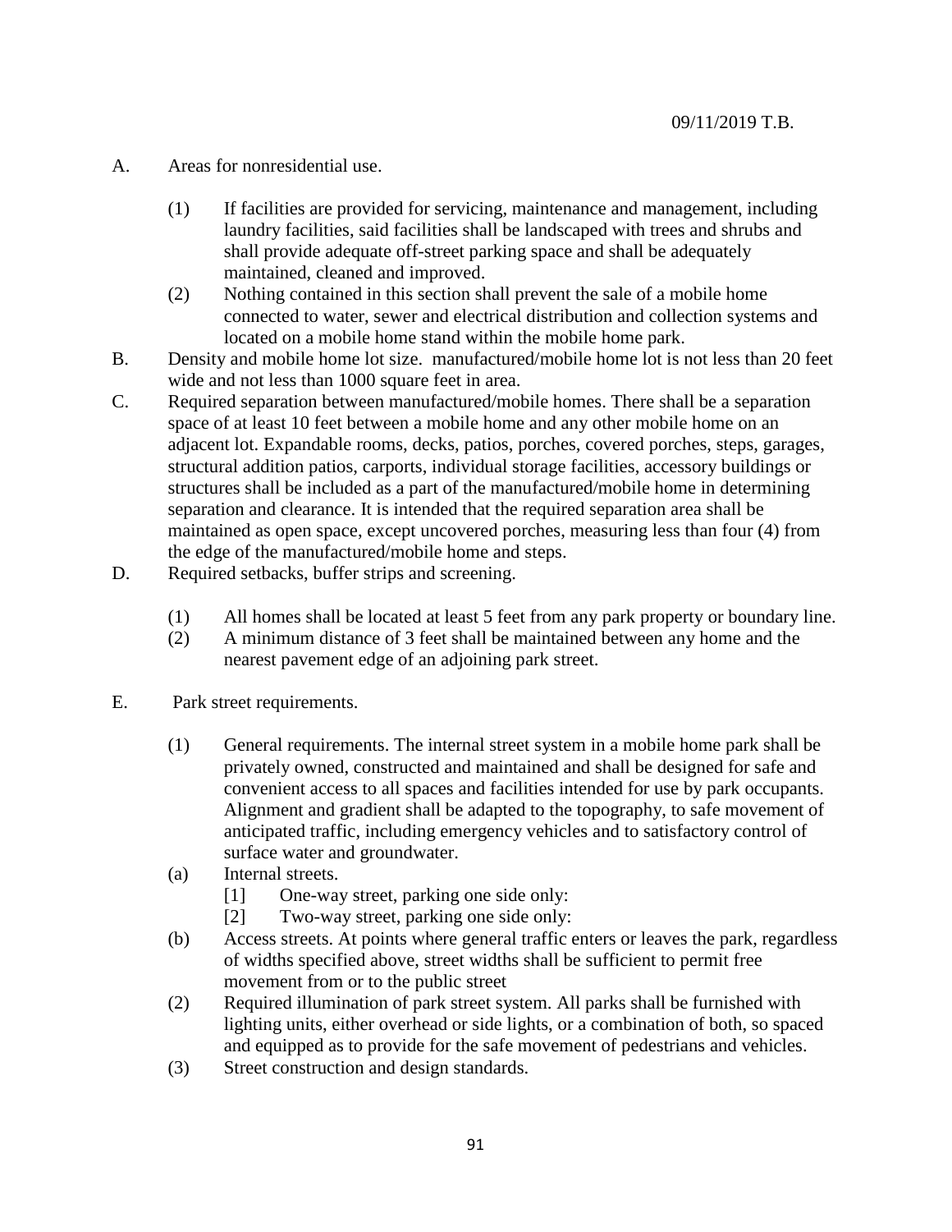09/11/2019 T.B.

A. Areas for nonresidential use.

   (1) If facilities are provided for servicing, maintenance and management, including laundry facilities, said facilities shall be landscaped with trees and shrubs and shall provide adequate off-street parking space and shall be adequately maintained, cleaned and improved.
   (2) Nothing contained in this section shall prevent the sale of a mobile home connected to water, sewer and electrical distribution and collection systems and located on a mobile home stand within the mobile home park.

B. Density and mobile home lot size. manufactured/mobile home lot is not less than 20 feet wide and not less than 1000 square feet in area.

C. Required separation between manufactured/mobile homes. There shall be a separation space of at least 10 feet between a mobile home and any other mobile home on an adjacent lot. Expandable rooms, decks, patios, porches, covered porches, steps, garages, structural addition patios, carports, individual storage facilities, accessory buildings or structures shall be included as a part of the manufactured/mobile home in determining separation and clearance. It is intended that the required separation area shall be maintained as open space, except uncovered porches, measuring less than four (4) from the edge of the manufactured/mobile home and steps.

D. Required setbacks, buffer strips and screening.

   (1) All homes shall be located at least 5 feet from any park property or boundary line.
   (2) A minimum distance of 3 feet shall be maintained between any home and the nearest pavement edge of an adjoining park street.

E. Park street requirements.

   (1) General requirements. The internal street system in a mobile home park shall be privately owned, constructed and maintained and shall be designed for safe and convenient access to all spaces and facilities intended for use by park occupants. Alignment and gradient shall be adapted to the topography, to safe movement of anticipated traffic, including emergency vehicles and to satisfactory control of surface water and groundwater.
   (a) Internal streets.
      [1] One-way street, parking one side only:
      [2] Two-way street, parking one side only:
   (b) Access streets. At points where general traffic enters or leaves the park, regardless of widths specified above, street widths shall be sufficient to permit free movement from or to the public street
   (2) Required illumination of park street system. All parks shall be furnished with lighting units, either overhead or side lights, or a combination of both, so spaced and equipped as to provide for the safe movement of pedestrians and vehicles.
   (3) Street construction and design standards.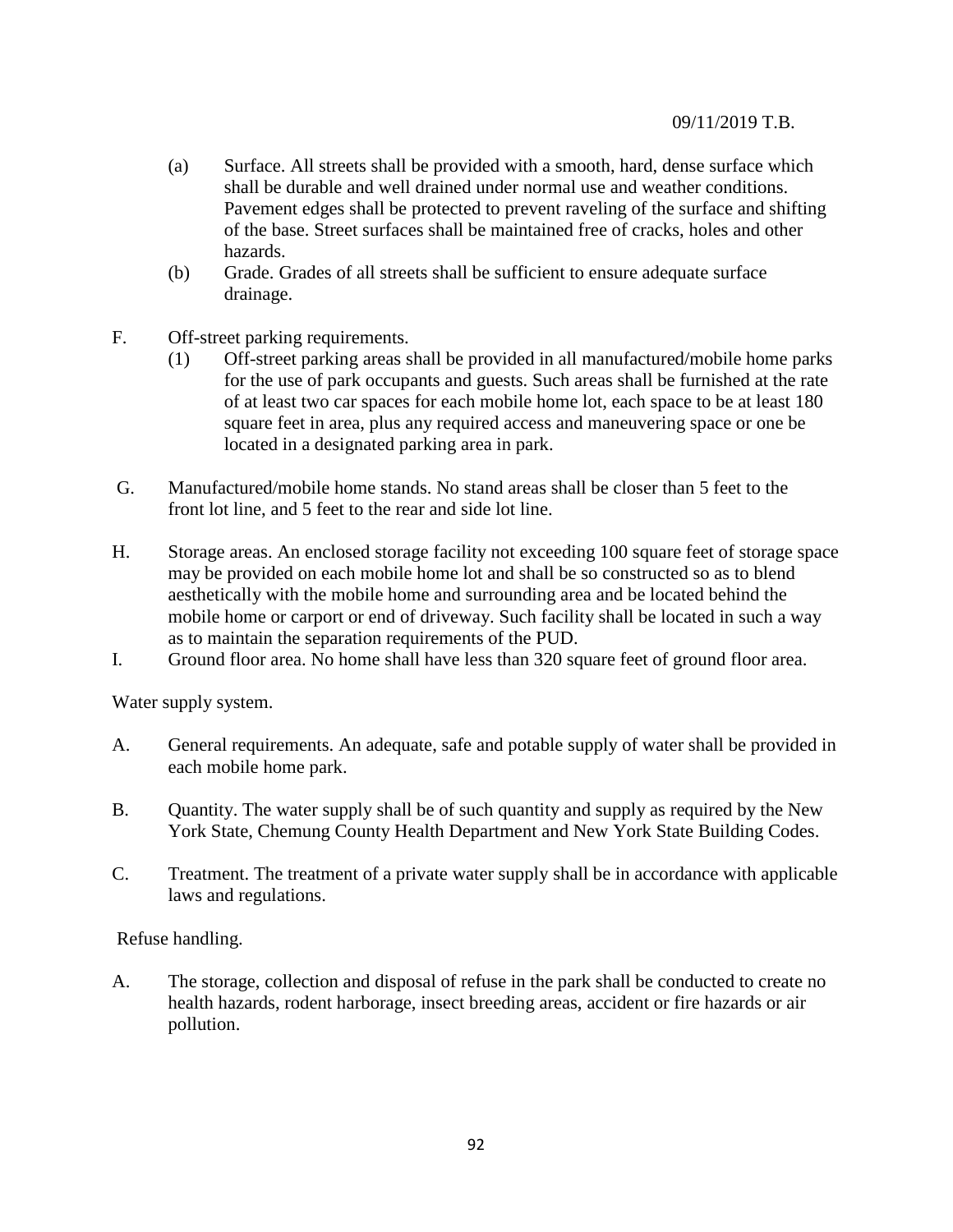(a) Surface. All streets shall be provided with a smooth, hard, dense surface which shall be durable and well drained under normal use and weather conditions. Pavement edges shall be protected to prevent raveling of the surface and shifting of the base. Street surfaces shall be maintained free of cracks, holes and other hazards.

(b) Grade. Grades of all streets shall be sufficient to ensure adequate surface drainage.

F. Off-street parking requirements.

(1) Off-street parking areas shall be provided in all manufactured/mobile home parks for the use of park occupants and guests. Such areas shall be furnished at the rate of at least two car spaces for each mobile home lot, each space to be at least 180 square feet in area, plus any required access and maneuvering space or one be located in a designated parking area in park.

G. Manufactured/mobile home stands. No stand areas shall be closer than 5 feet to the front lot line, and 5 feet to the rear and side lot line.

H. Storage areas. An enclosed storage facility not exceeding 100 square feet of storage space may be provided on each mobile home lot and shall be so constructed so as to blend aesthetically with the mobile home and surrounding area and be located behind the mobile home or carport or end of driveway. Such facility shall be located in such a way as to maintain the separation requirements of the PUD.

I. Ground floor area. No home shall have less than 320 square feet of ground floor area.

Water supply system.

A. General requirements. An adequate, safe and potable supply of water shall be provided in each mobile home park.

B. Quantity. The water supply shall be of such quantity and supply as required by the New York State, Chemung County Health Department and New York State Building Codes.

C. Treatment. The treatment of a private water supply shall be in accordance with applicable laws and regulations.

Refuse handling.

A. The storage, collection and disposal of refuse in the park shall be conducted to create no health hazards, rodent harborage, insect breeding areas, accident or fire hazards or air pollution.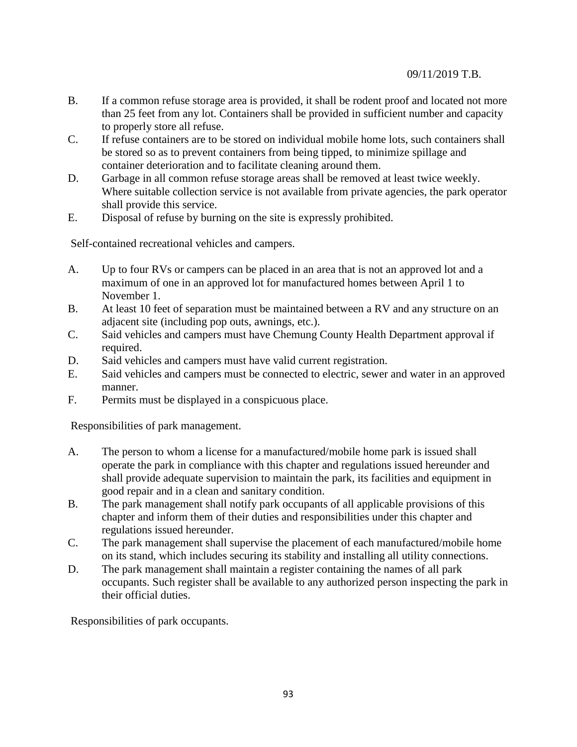B. If a common refuse storage area is provided, it shall be rodent proof and located not more than 25 feet from any lot. Containers shall be provided in sufficient number and capacity to properly store all refuse.

C. If refuse containers are to be stored on individual mobile home lots, such containers shall be stored so as to prevent containers from being tipped, to minimize spillage and container deterioration and to facilitate cleaning around them.

D. Garbage in all common refuse storage areas shall be removed at least twice weekly. Where suitable collection service is not available from private agencies, the park operator shall provide this service.

E. Disposal of refuse by burning on the site is expressly prohibited.

Self-contained recreational vehicles and campers.

A. Up to four RVs or campers can be placed in an area that is not an approved lot and a maximum of one in an approved lot for manufactured homes between April 1 to November 1.

B. At least 10 feet of separation must be maintained between a RV and any structure on an adjacent site (including pop outs, awnings, etc.).

C. Said vehicles and campers must have Chemung County Health Department approval if required.

D. Said vehicles and campers must have valid current registration.

E. Said vehicles and campers must be connected to electric, sewer and water in an approved manner.

F. Permits must be displayed in a conspicuous place.

Responsibilities of park management.

A. The person to whom a license for a manufactured/mobile home park is issued shall operate the park in compliance with this chapter and regulations issued hereunder and shall provide adequate supervision to maintain the park, its facilities and equipment in good repair and in a clean and sanitary condition.

B. The park management shall notify park occupants of all applicable provisions of this chapter and inform them of their duties and responsibilities under this chapter and regulations issued hereunder.

C. The park management shall supervise the placement of each manufactured/mobile home on its stand, which includes securing its stability and installing all utility connections.

D. The park management shall maintain a register containing the names of all park occupants. Such register shall be available to any authorized person inspecting the park in their official duties.

Responsibilities of park occupants.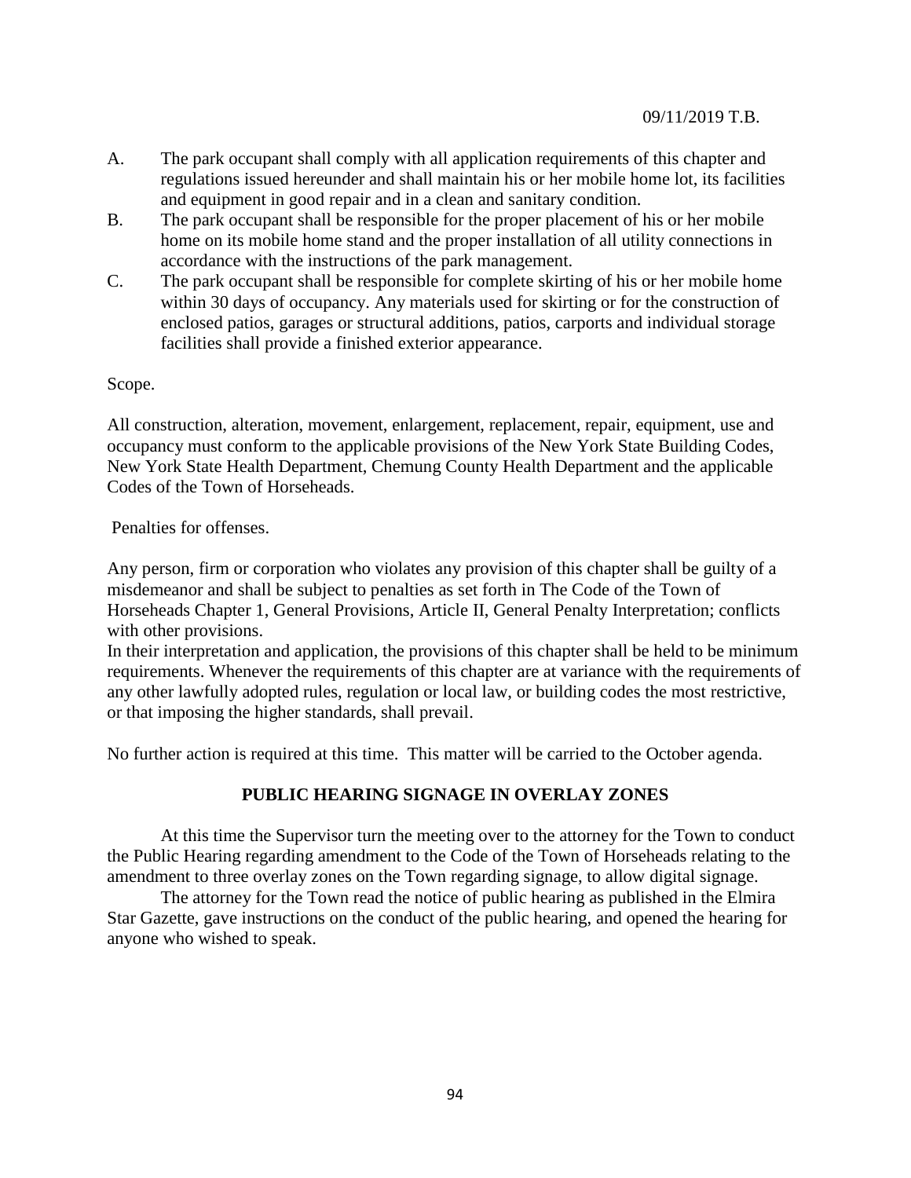A. The park occupant shall comply with all application requirements of this chapter and regulations issued hereunder and shall maintain his or her mobile home lot, its facilities and equipment in good repair and in a clean and sanitary condition.

B. The park occupant shall be responsible for the proper placement of his or her mobile home on its mobile home stand and the proper installation of all utility connections in accordance with the instructions of the park management.

C. The park occupant shall be responsible for complete skirting of his or her mobile home within 30 days of occupancy. Any materials used for skirting or for the construction of enclosed patios, garages or structural additions, patios, carports and individual storage facilities shall provide a finished exterior appearance.

Scope.

All construction, alteration, movement, enlargement, replacement, repair, equipment, use and occupancy must conform to the applicable provisions of the New York State Building Codes, New York State Health Department, Chemung County Health Department and the applicable Codes of the Town of Horseheads.

Penalties for offenses.

Any person, firm or corporation who violates any provision of this chapter shall be guilty of a misdemeanor and shall be subject to penalties as set forth in The Code of the Town of Horseheads Chapter 1, General Provisions, Article II, General Penalty Interpretation; conflicts with other provisions.

In their interpretation and application, the provisions of this chapter shall be held to be minimum requirements. Whenever the requirements of this chapter are at variance with the requirements of any other lawfully adopted rules, regulation or local law, or building codes the most restrictive, or that imposing the higher standards, shall prevail.

No further action is required at this time. This matter will be carried to the October agenda.

## PUBLIC HEARING SIGNAGE IN OVERLAY ZONES

At this time the Supervisor turn the meeting over to the attorney for the Town to conduct the Public Hearing regarding amendment to the Code of the Town of Horseheads relating to the amendment to three overlay zones on the Town regarding signage, to allow digital signage.

The attorney for the Town read the notice of public hearing as published in the Elmira Star Gazette, gave instructions on the conduct of the public hearing, and opened the hearing for anyone who wished to speak.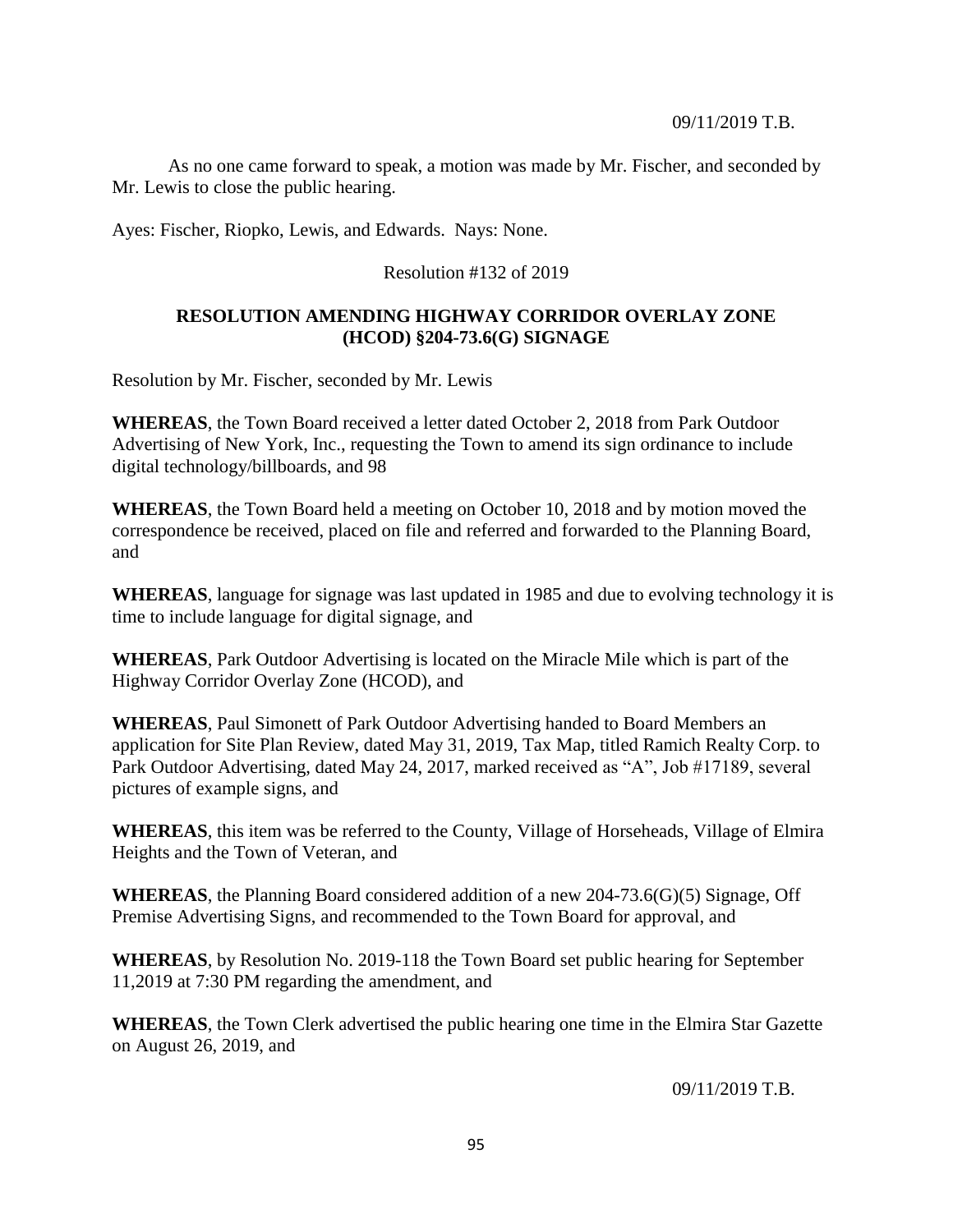As no one came forward to speak, a motion was made by Mr. Fischer, and seconded by Mr. Lewis to close the public hearing.

Ayes: Fischer, Riopko, Lewis, and Edwards. Nays: None.

Resolution #132 of 2019

**RESOLUTION AMENDING HIGHWAY CORRIDOR OVERLAY ZONE (HCOD) §204-73.6(G) SIGNAGE**

Resolution by Mr. Fischer, seconded by Mr. Lewis

**WHEREAS**, the Town Board received a letter dated October 2, 2018 from Park Outdoor Advertising of New York, Inc., requesting the Town to amend its sign ordinance to include digital technology/billboards, and 98

**WHEREAS**, the Town Board held a meeting on October 10, 2018 and by motion moved the correspondence be received, placed on file and referred and forwarded to the Planning Board, and

**WHEREAS**, language for signage was last updated in 1985 and due to evolving technology it is time to include language for digital signage, and

**WHEREAS**, Park Outdoor Advertising is located on the Miracle Mile which is part of the Highway Corridor Overlay Zone (HCOD), and

**WHEREAS**, Paul Simonett of Park Outdoor Advertising handed to Board Members an application for Site Plan Review, dated May 31, 2019, Tax Map, titled Ramich Realty Corp. to Park Outdoor Advertising, dated May 24, 2017, marked received as "A", Job #17189, several pictures of example signs, and

**WHEREAS**, this item was be referred to the County, Village of Horseheads, Village of Elmira Heights and the Town of Veteran, and

**WHEREAS**, the Planning Board considered addition of a new 204-73.6(G)(5) Signage, Off Premise Advertising Signs, and recommended to the Town Board for approval, and

**WHEREAS**, by Resolution No. 2019-118 the Town Board set public hearing for September 11,2019 at 7:30 PM regarding the amendment, and

**WHEREAS**, the Town Clerk advertised the public hearing one time in the Elmira Star Gazette on August 26, 2019, and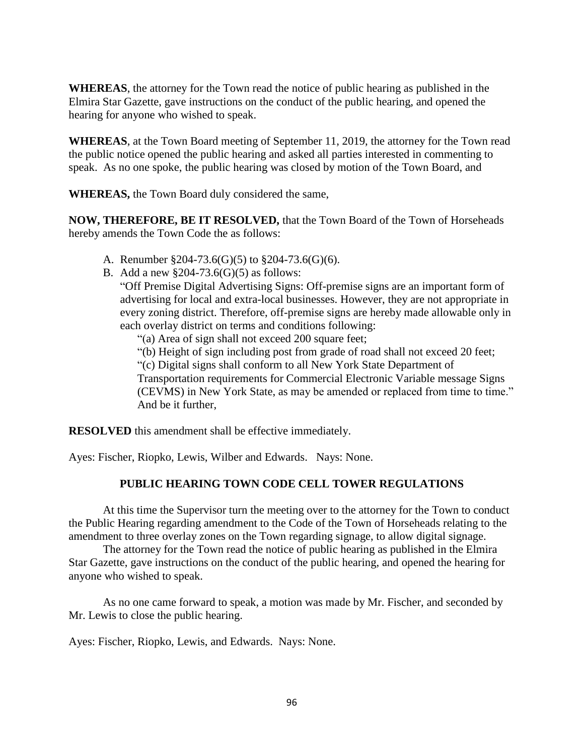**WHEREAS**, the attorney for the Town read the notice of public hearing as published in the Elmira Star Gazette, gave instructions on the conduct of the public hearing, and opened the hearing for anyone who wished to speak.

**WHEREAS**, at the Town Board meeting of September 11, 2019, the attorney for the Town read the public notice opened the public hearing and asked all parties interested in commenting to speak. As no one spoke, the public hearing was closed by motion of the Town Board, and

**WHEREAS,** the Town Board duly considered the same,

**NOW, THEREFORE, BE IT RESOLVED,** that the Town Board of the Town of Horseheads hereby amends the Town Code the as follows:

A. Renumber §204-73.6(G)(5) to §204-73.6(G)(6).
B. Add a new §204-73.6(G)(5) as follows:
   "Off Premise Digital Advertising Signs: Off-premise signs are an important form of advertising for local and extra-local businesses. However, they are not appropriate in every zoning district. Therefore, off-premise signs are hereby made allowable only in each overlay district on terms and conditions following:
   "(a) Area of sign shall not exceed 200 square feet;
   "(b) Height of sign including post from grade of road shall not exceed 20 feet;
   "(c) Digital signs shall conform to all New York State Department of Transportation requirements for Commercial Electronic Variable message Signs (CEVMS) in New York State, as may be amended or replaced from time to time."
   And be it further,

**RESOLVED** this amendment shall be effective immediately.

Ayes: Fischer, Riopko, Lewis, Wilber and Edwards. Nays: None.

## PUBLIC HEARING TOWN CODE CELL TOWER REGULATIONS

At this time the Supervisor turn the meeting over to the attorney for the Town to conduct the Public Hearing regarding amendment to the Code of the Town of Horseheads relating to the amendment to three overlay zones on the Town regarding signage, to allow digital signage.

The attorney for the Town read the notice of public hearing as published in the Elmira Star Gazette, gave instructions on the conduct of the public hearing, and opened the hearing for anyone who wished to speak.

As no one came forward to speak, a motion was made by Mr. Fischer, and seconded by Mr. Lewis to close the public hearing.

Ayes: Fischer, Riopko, Lewis, and Edwards. Nays: None.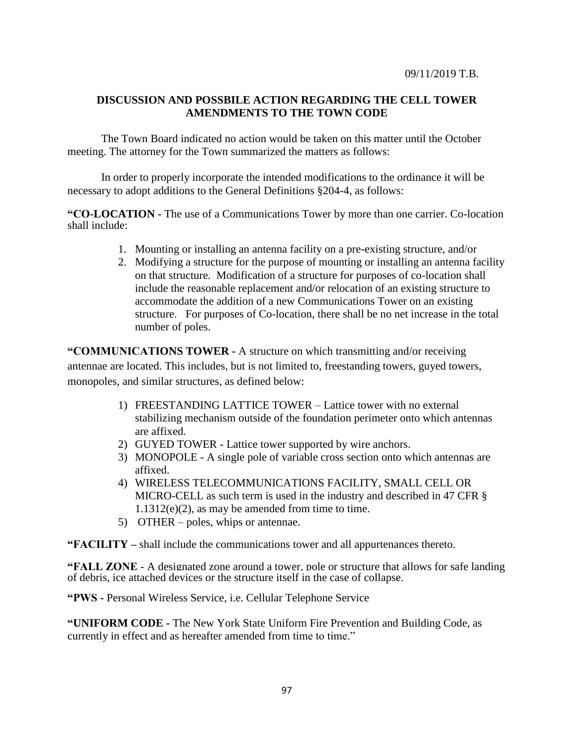09/11/2019 T.B.

**DISCUSSION AND POSSBILE ACTION REGARDING THE CELL TOWER AMENDMENTS TO THE TOWN CODE**

The Town Board indicated no action would be taken on this matter until the October meeting. The attorney for the Town summarized the matters as follows:

In order to properly incorporate the intended modifications to the ordinance it will be necessary to adopt additions to the General Definitions §204-4, as follows:

**"CO-LOCATION -** The use of a Communications Tower by more than one carrier. Co-location shall include:

1. Mounting or installing an antenna facility on a pre-existing structure, and/or
2. Modifying a structure for the purpose of mounting or installing an antenna facility on that structure. Modification of a structure for purposes of co-location shall include the reasonable replacement and/or relocation of an existing structure to accommodate the addition of a new Communications Tower on an existing structure. For purposes of Co-location, there shall be no net increase in the total number of poles.

**"COMMUNICATIONS TOWER -** A structure on which transmitting and/or receiving antennae are located. This includes, but is not limited to, freestanding towers, guyed towers, monopoles, and similar structures, as defined below:

1) FREESTANDING LATTICE TOWER – Lattice tower with no external stabilizing mechanism outside of the foundation perimeter onto which antennas are affixed.
2) GUYED TOWER - Lattice tower supported by wire anchors.
3) MONOPOLE - A single pole of variable cross section onto which antennas are affixed.
4) WIRELESS TELECOMMUNICATIONS FACILITY, SMALL CELL OR MICRO-CELL as such term is used in the industry and described in 47 CFR § 1.1312(e)(2), as may be amended from time to time.
5) OTHER – poles, whips or antennae.

**"FACILITY –** shall include the communications tower and all appurtenances thereto.

**"FALL ZONE** - A designated zone around a tower, pole or structure that allows for safe landing of debris, ice attached devices or the structure itself in the case of collapse.

**"PWS -** Personal Wireless Service, i.e. Cellular Telephone Service

**"UNIFORM CODE -** The New York State Uniform Fire Prevention and Building Code, as currently in effect and as hereafter amended from time to time."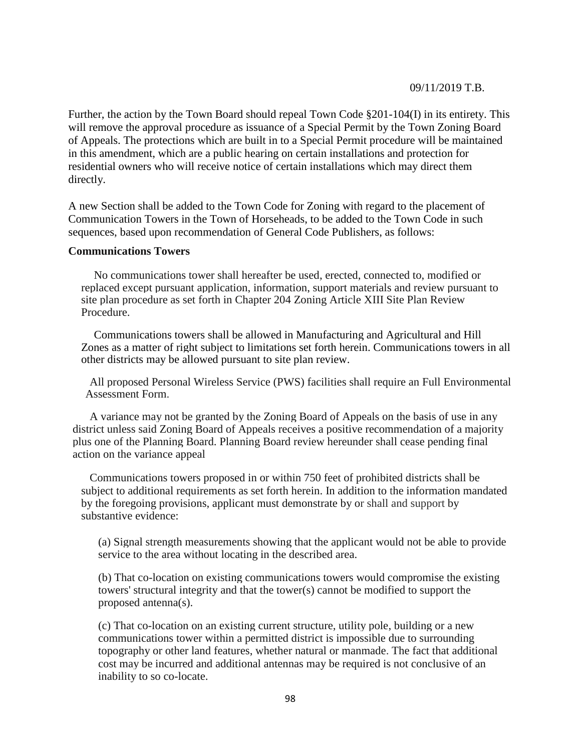09/11/2019 T.B.

Further, the action by the Town Board should repeal Town Code §201-104(I) in its entirety. This will remove the approval procedure as issuance of a Special Permit by the Town Zoning Board of Appeals. The protections which are built in to a Special Permit procedure will be maintained in this amendment, which are a public hearing on certain installations and protection for residential owners who will receive notice of certain installations which may direct them directly.

A new Section shall be added to the Town Code for Zoning with regard to the placement of Communication Towers in the Town of Horseheads, to be added to the Town Code in such sequences, based upon recommendation of General Code Publishers, as follows:

**Communications Towers**

No communications tower shall hereafter be used, erected, connected to, modified or replaced except pursuant application, information, support materials and review pursuant to site plan procedure as set forth in Chapter 204 Zoning Article XIII Site Plan Review Procedure.

Communications towers shall be allowed in Manufacturing and Agricultural and Hill Zones as a matter of right subject to limitations set forth herein. Communications towers in all other districts may be allowed pursuant to site plan review.

All proposed Personal Wireless Service (PWS) facilities shall require an Full Environmental Assessment Form.

A variance may not be granted by the Zoning Board of Appeals on the basis of use in any district unless said Zoning Board of Appeals receives a positive recommendation of a majority plus one of the Planning Board. Planning Board review hereunder shall cease pending final action on the variance appeal

Communications towers proposed in or within 750 feet of prohibited districts shall be subject to additional requirements as set forth herein. In addition to the information mandated by the foregoing provisions, applicant must demonstrate by or shall and support by substantive evidence:

(a) Signal strength measurements showing that the applicant would not be able to provide service to the area without locating in the described area.

(b) That co-location on existing communications towers would compromise the existing towers' structural integrity and that the tower(s) cannot be modified to support the proposed antenna(s).

(c) That co-location on an existing current structure, utility pole, building or a new communications tower within a permitted district is impossible due to surrounding topography or other land features, whether natural or manmade. The fact that additional cost may be incurred and additional antennas may be required is not conclusive of an inability to so co-locate.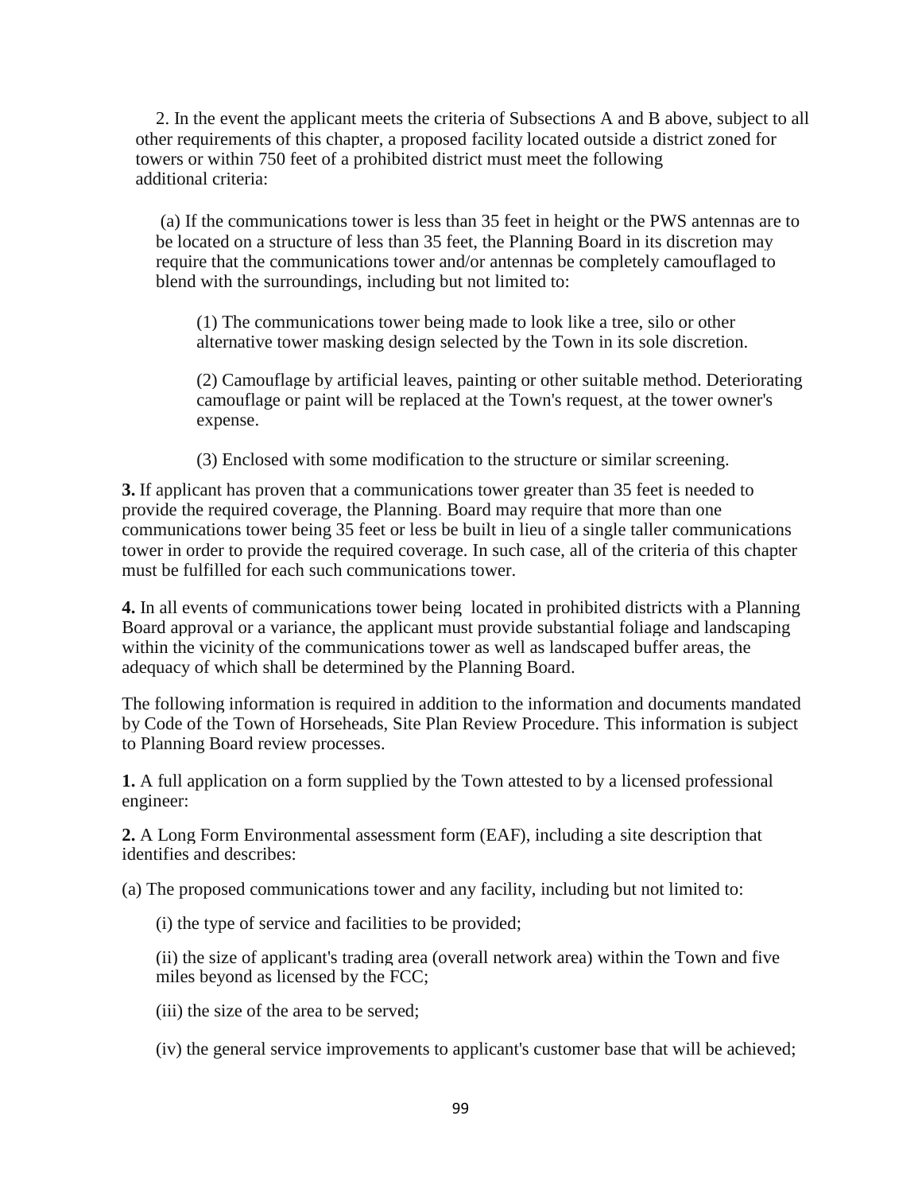2. In the event the applicant meets the criteria of Subsections A and B above, subject to all other requirements of this chapter, a proposed facility located outside a district zoned for towers or within 750 feet of a prohibited district must meet the following additional criteria:

(a) If the communications tower is less than 35 feet in height or the PWS antennas are to be located on a structure of less than 35 feet, the Planning Board in its discretion may require that the communications tower and/or antennas be completely camouflaged to blend with the surroundings, including but not limited to:

(1) The communications tower being made to look like a tree, silo or other alternative tower masking design selected by the Town in its sole discretion.

(2) Camouflage by artificial leaves, painting or other suitable method. Deteriorating camouflage or paint will be replaced at the Town's request, at the tower owner's expense.

(3) Enclosed with some modification to the structure or similar screening.

**3.** If applicant has proven that a communications tower greater than 35 feet is needed to provide the required coverage, the Planning. Board may require that more than one communications tower being 35 feet or less be built in lieu of a single taller communications tower in order to provide the required coverage. In such case, all of the criteria of this chapter must be fulfilled for each such communications tower.

**4.** In all events of communications tower being located in prohibited districts with a Planning Board approval or a variance, the applicant must provide substantial foliage and landscaping within the vicinity of the communications tower as well as landscaped buffer areas, the adequacy of which shall be determined by the Planning Board.

The following information is required in addition to the information and documents mandated by Code of the Town of Horseheads, Site Plan Review Procedure. This information is subject to Planning Board review processes.

**1.** A full application on a form supplied by the Town attested to by a licensed professional engineer:

**2.** A Long Form Environmental assessment form (EAF), including a site description that identifies and describes:

(a) The proposed communications tower and any facility, including but not limited to:

(i) the type of service and facilities to be provided;

(ii) the size of applicant's trading area (overall network area) within the Town and five miles beyond as licensed by the FCC;

(iii) the size of the area to be served;

(iv) the general service improvements to applicant's customer base that will be achieved;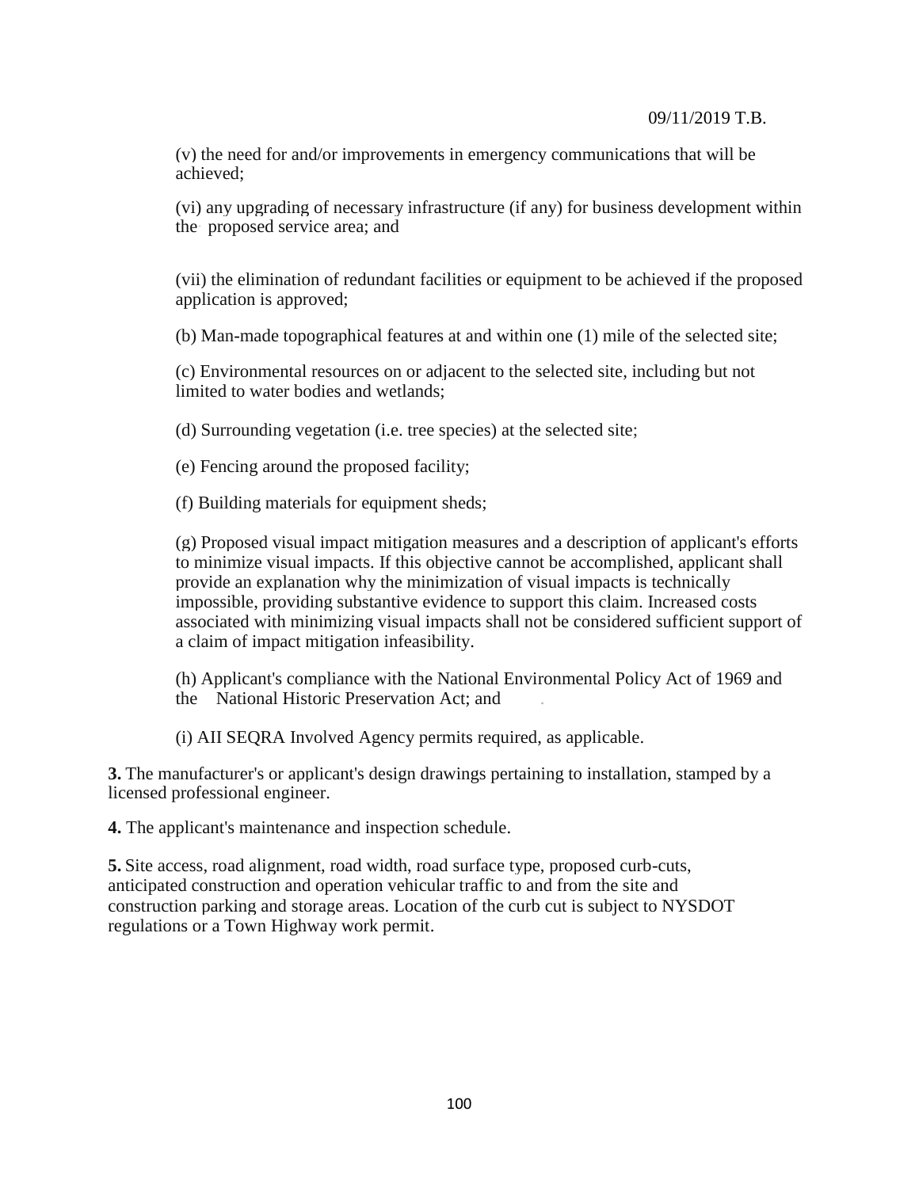(v) the need for and/or improvements in emergency communications that will be achieved;

(vi) any upgrading of necessary infrastructure (if any) for business development within the proposed service area; and

(vii) the elimination of redundant facilities or equipment to be achieved if the proposed application is approved;

(b) Man-made topographical features at and within one (1) mile of the selected site;

(c) Environmental resources on or adjacent to the selected site, including but not limited to water bodies and wetlands;

(d) Surrounding vegetation (i.e. tree species) at the selected site;

(e) Fencing around the proposed facility;

(f) Building materials for equipment sheds;

(g) Proposed visual impact mitigation measures and a description of applicant's efforts to minimize visual impacts. If this objective cannot be accomplished, applicant shall provide an explanation why the minimization of visual impacts is technically impossible, providing substantive evidence to support this claim. Increased costs associated with minimizing visual impacts shall not be considered sufficient support of a claim of impact mitigation infeasibility.

(h) Applicant's compliance with the National Environmental Policy Act of 1969 and the National Historic Preservation Act; and

(i) AII SEQRA Involved Agency permits required, as applicable.

**3.** The manufacturer's or applicant's design drawings pertaining to installation, stamped by a licensed professional engineer.

**4.** The applicant's maintenance and inspection schedule.

**5.** Site access, road alignment, road width, road surface type, proposed curb-cuts, anticipated construction and operation vehicular traffic to and from the site and construction parking and storage areas. Location of the curb cut is subject to NYSDOT regulations or a Town Highway work permit.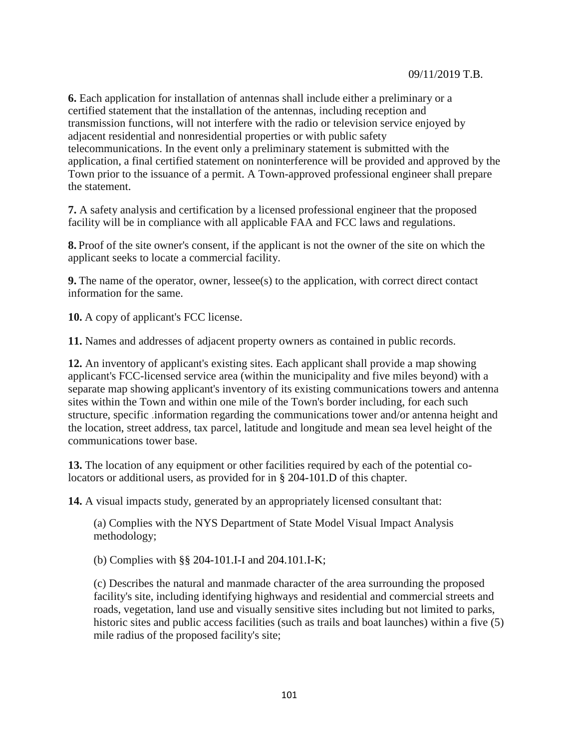**6.** Each application for installation of antennas shall include either a preliminary or a certified statement that the installation of the antennas, including reception and transmission functions, will not interfere with the radio or television service enjoyed by adjacent residential and nonresidential properties or with public safety telecommunications. In the event only a preliminary statement is submitted with the application, a final certified statement on noninterference will be provided and approved by the Town prior to the issuance of a permit. A Town-approved professional engineer shall prepare the statement.

**7.** A safety analysis and certification by a licensed professional engineer that the proposed facility will be in compliance with all applicable FAA and FCC laws and regulations.

**8.** Proof of the site owner's consent, if the applicant is not the owner of the site on which the applicant seeks to locate a commercial facility.

**9.** The name of the operator, owner, lessee(s) to the application, with correct direct contact information for the same.

**10.** A copy of applicant's FCC license.

**11.** Names and addresses of adjacent property owners as contained in public records.

**12.** An inventory of applicant's existing sites. Each applicant shall provide a map showing applicant's FCC-licensed service area (within the municipality and five miles beyond) with a separate map showing applicant's inventory of its existing communications towers and antenna sites within the Town and within one mile of the Town's border including, for each such structure, specific information regarding the communications tower and/or antenna height and the location, street address, tax parcel, latitude and longitude and mean sea level height of the communications tower base.

**13.** The location of any equipment or other facilities required by each of the potential co-locators or additional users, as provided for in § 204-101.D of this chapter.

**14.** A visual impacts study, generated by an appropriately licensed consultant that:

(a) Complies with the NYS Department of State Model Visual Impact Analysis methodology;

(b) Complies with §§ 204-101.I-I and 204.101.I-K;

(c) Describes the natural and manmade character of the area surrounding the proposed facility's site, including identifying highways and residential and commercial streets and roads, vegetation, land use and visually sensitive sites including but not limited to parks, historic sites and public access facilities (such as trails and boat launches) within a five (5) mile radius of the proposed facility's site;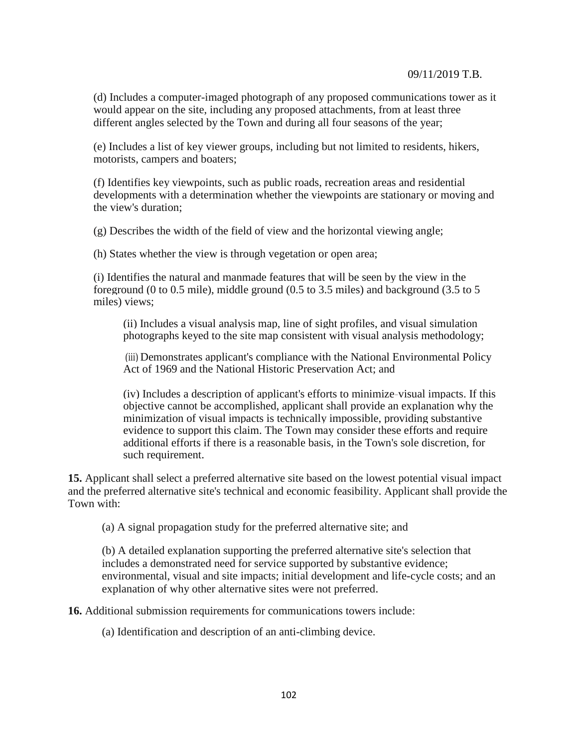(d) Includes a computer-imaged photograph of any proposed communications tower as it would appear on the site, including any proposed attachments, from at least three different angles selected by the Town and during all four seasons of the year;

(e) Includes a list of key viewer groups, including but not limited to residents, hikers, motorists, campers and boaters;

(f) Identifies key viewpoints, such as public roads, recreation areas and residential developments with a determination whether the viewpoints are stationary or moving and the view's duration;

(g) Describes the width of the field of view and the horizontal viewing angle;

(h) States whether the view is through vegetation or open area;

(i) Identifies the natural and manmade features that will be seen by the view in the foreground (0 to 0.5 mile), middle ground (0.5 to 3.5 miles) and background (3.5 to 5 miles) views;

> (ii) Includes a visual analysis map, line of sight profiles, and visual simulation photographs keyed to the site map consistent with visual analysis methodology;
>
> (iii) Demonstrates applicant's compliance with the National Environmental Policy Act of 1969 and the National Historic Preservation Act; and
>
> (iv) Includes a description of applicant's efforts to minimize visual impacts. If this objective cannot be accomplished, applicant shall provide an explanation why the minimization of visual impacts is technically impossible, providing substantive evidence to support this claim. The Town may consider these efforts and require additional efforts if there is a reasonable basis, in the Town's sole discretion, for such requirement.

**15.** Applicant shall select a preferred alternative site based on the lowest potential visual impact and the preferred alternative site's technical and economic feasibility. Applicant shall provide the Town with:

> (a) A signal propagation study for the preferred alternative site; and
>
> (b) A detailed explanation supporting the preferred alternative site's selection that includes a demonstrated need for service supported by substantive evidence; environmental, visual and site impacts; initial development and life-cycle costs; and an explanation of why other alternative sites were not preferred.

**16.** Additional submission requirements for communications towers include:

> (a) Identification and description of an anti-climbing device.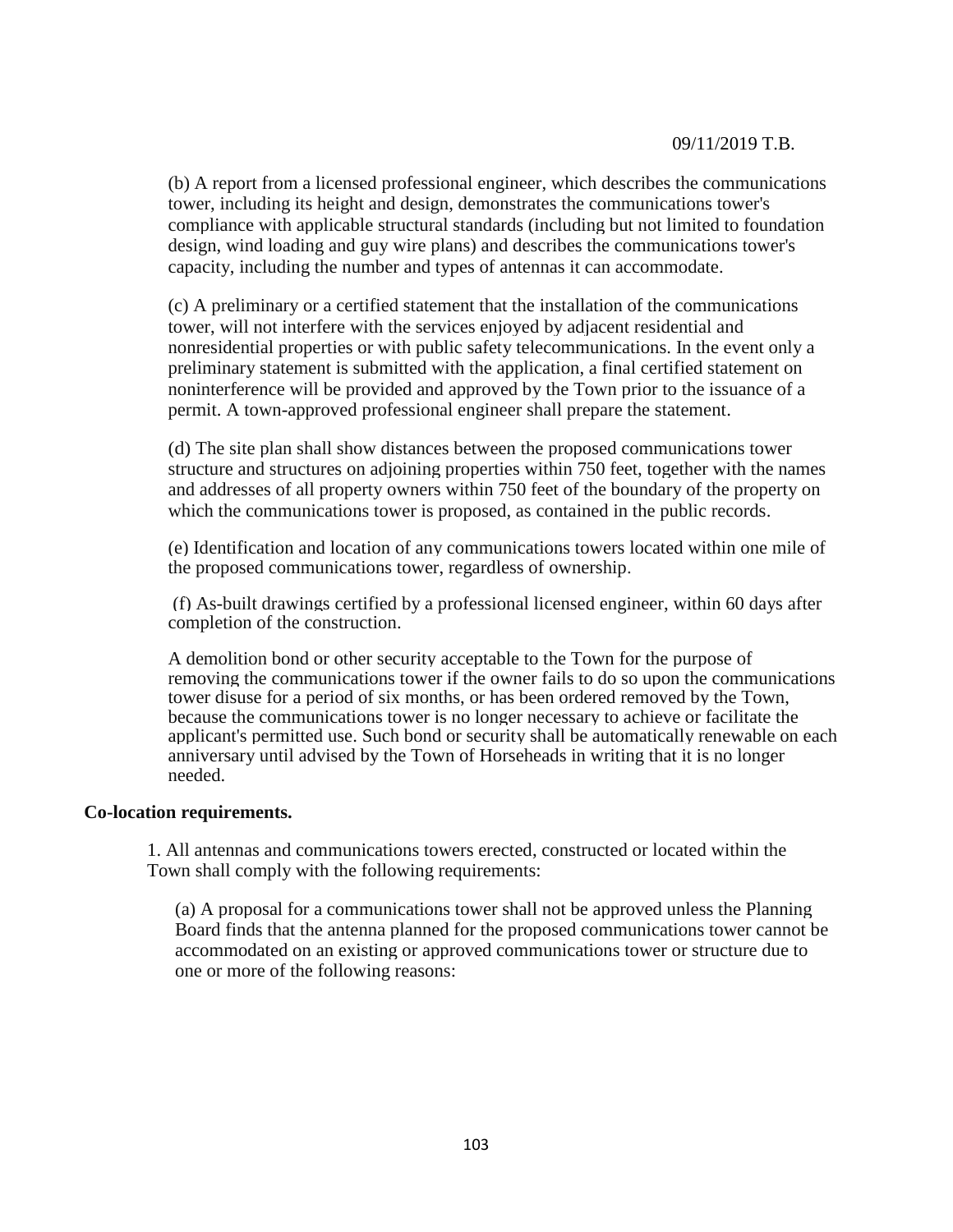(b) A report from a licensed professional engineer, which describes the communications tower, including its height and design, demonstrates the communications tower's compliance with applicable structural standards (including but not limited to foundation design, wind loading and guy wire plans) and describes the communications tower's capacity, including the number and types of antennas it can accommodate.

(c) A preliminary or a certified statement that the installation of the communications tower, will not interfere with the services enjoyed by adjacent residential and nonresidential properties or with public safety telecommunications. In the event only a preliminary statement is submitted with the application, a final certified statement on noninterference will be provided and approved by the Town prior to the issuance of a permit. A town-approved professional engineer shall prepare the statement.

(d) The site plan shall show distances between the proposed communications tower structure and structures on adjoining properties within 750 feet, together with the names and addresses of all property owners within 750 feet of the boundary of the property on which the communications tower is proposed, as contained in the public records.

(e) Identification and location of any communications towers located within one mile of the proposed communications tower, regardless of ownership.

(f) As-built drawings certified by a professional licensed engineer, within 60 days after completion of the construction.

A demolition bond or other security acceptable to the Town for the purpose of removing the communications tower if the owner fails to do so upon the communications tower disuse for a period of six months, or has been ordered removed by the Town, because the communications tower is no longer necessary to achieve or facilitate the applicant's permitted use. Such bond or security shall be automatically renewable on each anniversary until advised by the Town of Horseheads in writing that it is no longer needed.

**Co-location requirements.**

1. All antennas and communications towers erected, constructed or located within the Town shall comply with the following requirements:

(a) A proposal for a communications tower shall not be approved unless the Planning Board finds that the antenna planned for the proposed communications tower cannot be accommodated on an existing or approved communications tower or structure due to one or more of the following reasons: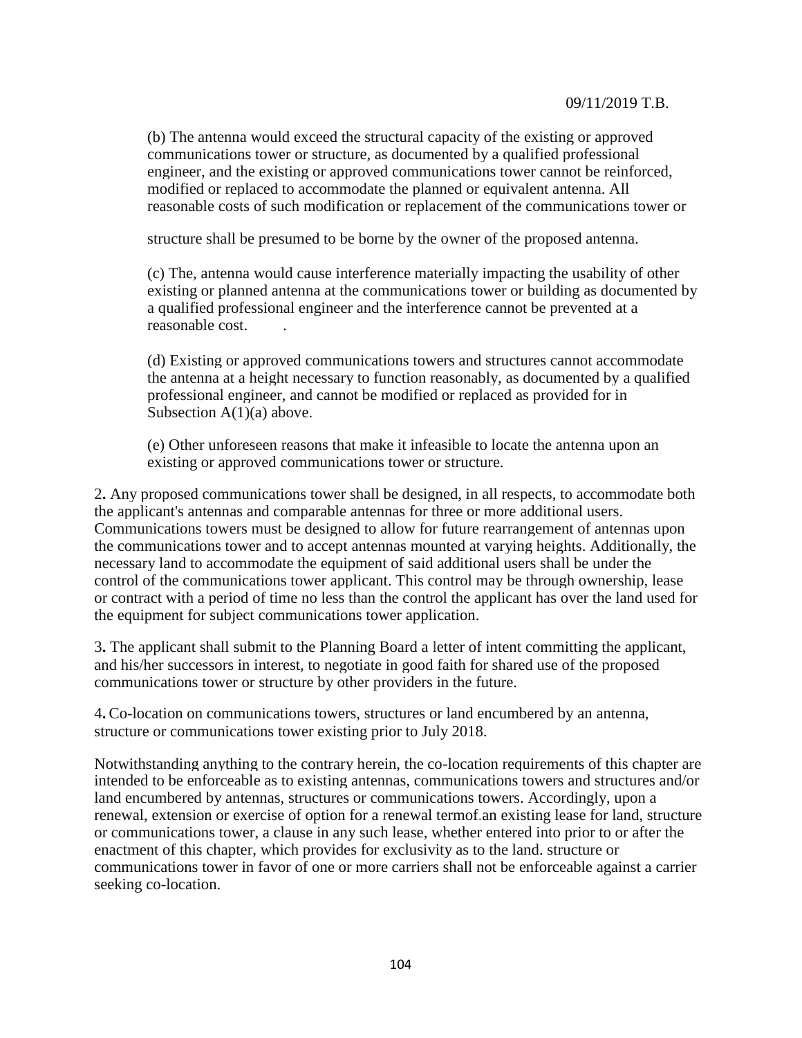(b) The antenna would exceed the structural capacity of the existing or approved communications tower or structure, as documented by a qualified professional engineer, and the existing or approved communications tower cannot be reinforced, modified or replaced to accommodate the planned or equivalent antenna. All reasonable costs of such modification or replacement of the communications tower or structure shall be presumed to be borne by the owner of the proposed antenna.

(c) The, antenna would cause interference materially impacting the usability of other existing or planned antenna at the communications tower or building as documented by a qualified professional engineer and the interference cannot be prevented at a reasonable cost.

(d) Existing or approved communications towers and structures cannot accommodate the antenna at a height necessary to function reasonably, as documented by a qualified professional engineer, and cannot be modified or replaced as provided for in Subsection A(1)(a) above.

(e) Other unforeseen reasons that make it infeasible to locate the antenna upon an existing or approved communications tower or structure.

2**.** Any proposed communications tower shall be designed, in all respects, to accommodate both the applicant's antennas and comparable antennas for three or more additional users. Communications towers must be designed to allow for future rearrangement of antennas upon the communications tower and to accept antennas mounted at varying heights. Additionally, the necessary land to accommodate the equipment of said additional users shall be under the control of the communications tower applicant. This control may be through ownership, lease or contract with a period of time no less than the control the applicant has over the land used for the equipment for subject communications tower application.

3**.** The applicant shall submit to the Planning Board a letter of intent committing the applicant, and his/her successors in interest, to negotiate in good faith for shared use of the proposed communications tower or structure by other providers in the future.

4**.** Co-location on communications towers, structures or land encumbered by an antenna, structure or communications tower existing prior to July 2018.

Notwithstanding anything to the contrary herein, the co-location requirements of this chapter are intended to be enforceable as to existing antennas, communications towers and structures and/or land encumbered by antennas, structures or communications towers. Accordingly, upon a renewal, extension or exercise of option for a renewal termof an existing lease for land, structure or communications tower, a clause in any such lease, whether entered into prior to or after the enactment of this chapter, which provides for exclusivity as to the land. structure or communications tower in favor of one or more carriers shall not be enforceable against a carrier seeking co-location.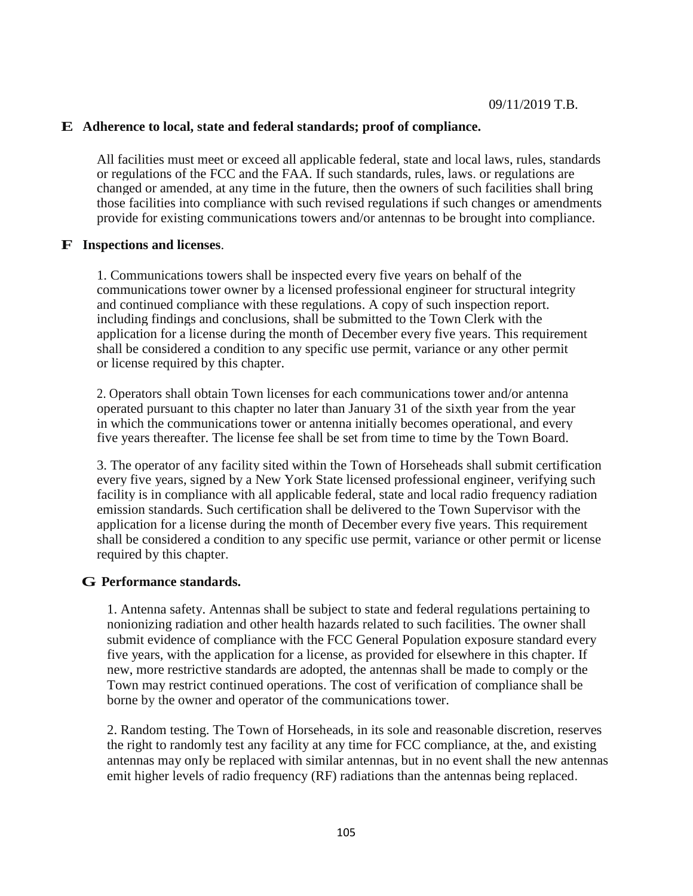09/11/2019 T.B.

**E Adherence to local, state and federal standards; proof of compliance.**

All facilities must meet or exceed all applicable federal, state and local laws, rules, standards or regulations of the FCC and the FAA. If such standards, rules, laws. or regulations are changed or amended, at any time in the future, then the owners of such facilities shall bring those facilities into compliance with such revised regulations if such changes or amendments provide for existing communications towers and/or antennas to be brought into compliance.

**F Inspections and licenses**.

1. Communications towers shall be inspected every five years on behalf of the communications tower owner by a licensed professional engineer for structural integrity and continued compliance with these regulations. A copy of such inspection report. including findings and conclusions, shall be submitted to the Town Clerk with the application for a license during the month of December every five years. This requirement shall be considered a condition to any specific use permit, variance or any other permit or license required by this chapter.

2. Operators shall obtain Town licenses for each communications tower and/or antenna operated pursuant to this chapter no later than January 31 of the sixth year from the year in which the communications tower or antenna initially becomes operational, and every five years thereafter. The license fee shall be set from time to time by the Town Board.

3. The operator of any facility sited within the Town of Horseheads shall submit certification every five years, signed by a New York State licensed professional engineer, verifying such facility is in compliance with all applicable federal, state and local radio frequency radiation emission standards. Such certification shall be delivered to the Town Supervisor with the application for a license during the month of December every five years. This requirement shall be considered a condition to any specific use permit, variance or other permit or license required by this chapter.

**G Performance standards.**

1. Antenna safety. Antennas shall be subject to state and federal regulations pertaining to nonionizing radiation and other health hazards related to such facilities. The owner shall submit evidence of compliance with the FCC General Population exposure standard every five years, with the application for a license, as provided for elsewhere in this chapter. If new, more restrictive standards are adopted, the antennas shall be made to comply or the Town may restrict continued operations. The cost of verification of compliance shall be borne by the owner and operator of the communications tower.

2. Random testing. The Town of Horseheads, in its sole and reasonable discretion, reserves the right to randomly test any facility at any time for FCC compliance, at the, and existing antennas may onIy be replaced with similar antennas, but in no event shall the new antennas emit higher levels of radio frequency (RF) radiations than the antennas being replaced.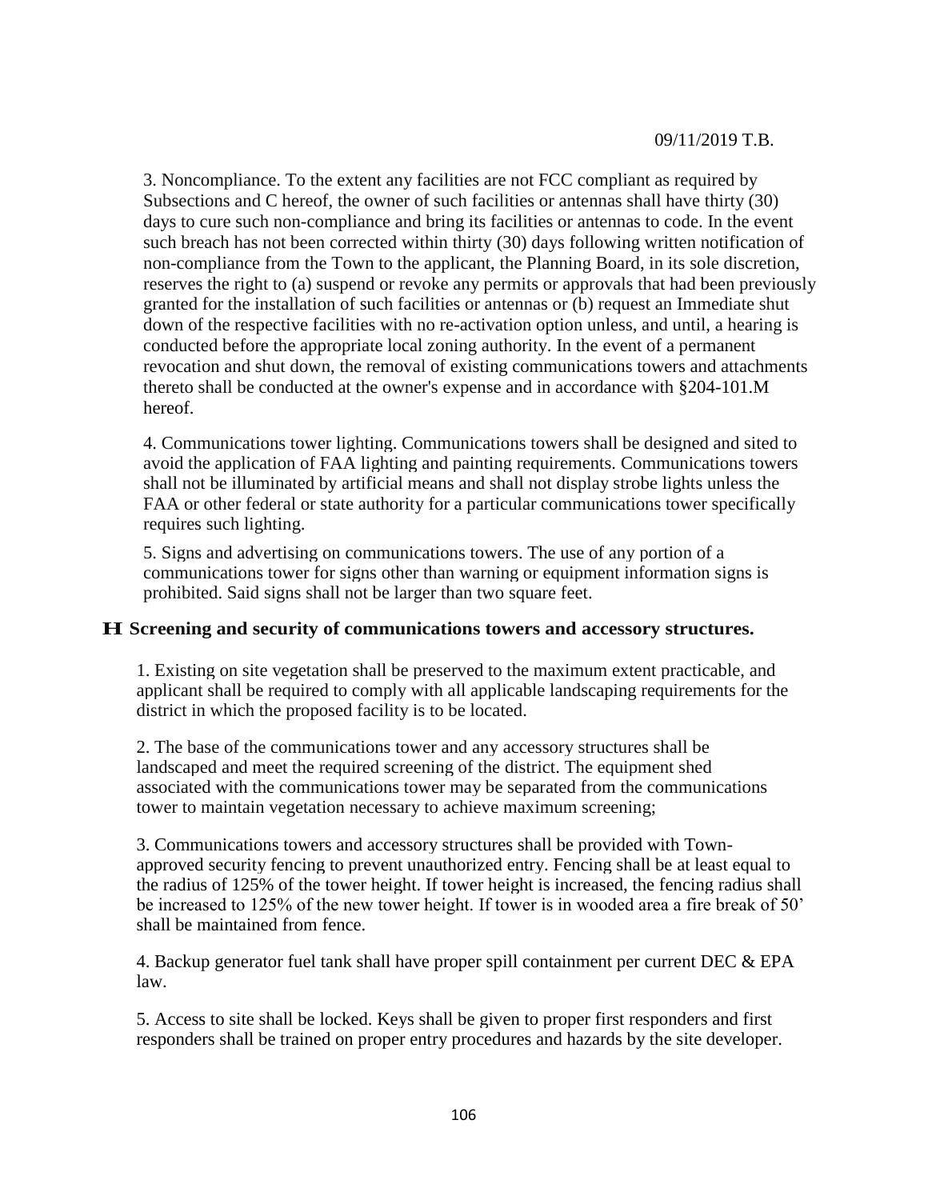09/11/2019 T.B.

3. Noncompliance. To the extent any facilities are not FCC compliant as required by Subsections and C hereof, the owner of such facilities or antennas shall have thirty (30) days to cure such non-compliance and bring its facilities or antennas to code. In the event such breach has not been corrected within thirty (30) days following written notification of non-compliance from the Town to the applicant, the Planning Board, in its sole discretion, reserves the right to (a) suspend or revoke any permits or approvals that had been previously granted for the installation of such facilities or antennas or (b) request an Immediate shut down of the respective facilities with no re-activation option unless, and until, a hearing is conducted before the appropriate local zoning authority. In the event of a permanent revocation and shut down, the removal of existing communications towers and attachments thereto shall be conducted at the owner's expense and in accordance with §204-101.M hereof.

4. Communications tower lighting. Communications towers shall be designed and sited to avoid the application of FAA lighting and painting requirements. Communications towers shall not be illuminated by artificial means and shall not display strobe lights unless the FAA or other federal or state authority for a particular communications tower specifically requires such lighting.

5. Signs and advertising on communications towers. The use of any portion of a communications tower for signs other than warning or equipment information signs is prohibited. Said signs shall not be larger than two square feet.

**H. Screening and security of communications towers and accessory structures.**

1. Existing on site vegetation shall be preserved to the maximum extent practicable, and applicant shall be required to comply with all applicable landscaping requirements for the district in which the proposed facility is to be located.

2. The base of the communications tower and any accessory structures shall be landscaped and meet the required screening of the district. The equipment shed associated with the communications tower may be separated from the communications tower to maintain vegetation necessary to achieve maximum screening;

3. Communications towers and accessory structures shall be provided with Town-approved security fencing to prevent unauthorized entry. Fencing shall be at least equal to the radius of 125% of the tower height. If tower height is increased, the fencing radius shall be increased to 125% of the new tower height. If tower is in wooded area a fire break of 50' shall be maintained from fence.

4. Backup generator fuel tank shall have proper spill containment per current DEC & EPA law.

5. Access to site shall be locked. Keys shall be given to proper first responders and first responders shall be trained on proper entry procedures and hazards by the site developer.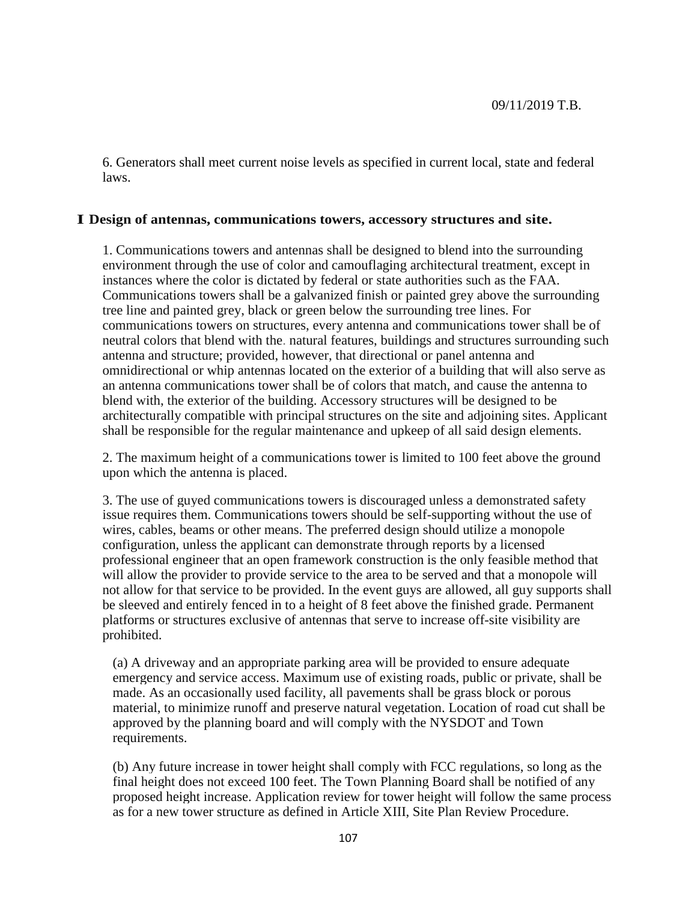09/11/2019 T.B.

6. Generators shall meet current noise levels as specified in current local, state and federal laws.

## I Design of antennas, communications towers, accessory structures and site.

1. Communications towers and antennas shall be designed to blend into the surrounding environment through the use of color and camouflaging architectural treatment, except in instances where the color is dictated by federal or state authorities such as the FAA. Communications towers shall be a galvanized finish or painted grey above the surrounding tree line and painted grey, black or green below the surrounding tree lines. For communications towers on structures, every antenna and communications tower shall be of neutral colors that blend with the. natural features, buildings and structures surrounding such antenna and structure; provided, however, that directional or panel antenna and omnidirectional or whip antennas located on the exterior of a building that will also serve as an antenna communications tower shall be of colors that match, and cause the antenna to blend with, the exterior of the building. Accessory structures will be designed to be architecturally compatible with principal structures on the site and adjoining sites. Applicant shall be responsible for the regular maintenance and upkeep of all said design elements.

2. The maximum height of a communications tower is limited to 100 feet above the ground upon which the antenna is placed.

3. The use of guyed communications towers is discouraged unless a demonstrated safety issue requires them. Communications towers should be self-supporting without the use of wires, cables, beams or other means. The preferred design should utilize a monopole configuration, unless the applicant can demonstrate through reports by a licensed professional engineer that an open framework construction is the only feasible method that will allow the provider to provide service to the area to be served and that a monopole will not allow for that service to be provided. In the event guys are allowed, all guy supports shall be sleeved and entirely fenced in to a height of 8 feet above the finished grade. Permanent platforms or structures exclusive of antennas that serve to increase off-site visibility are prohibited.

(a) A driveway and an appropriate parking area will be provided to ensure adequate emergency and service access. Maximum use of existing roads, public or private, shall be made. As an occasionally used facility, all pavements shall be grass block or porous material, to minimize runoff and preserve natural vegetation. Location of road cut shall be approved by the planning board and will comply with the NYSDOT and Town requirements.

(b) Any future increase in tower height shall comply with FCC regulations, so long as the final height does not exceed 100 feet. The Town Planning Board shall be notified of any proposed height increase. Application review for tower height will follow the same process as for a new tower structure as defined in Article XIII, Site Plan Review Procedure.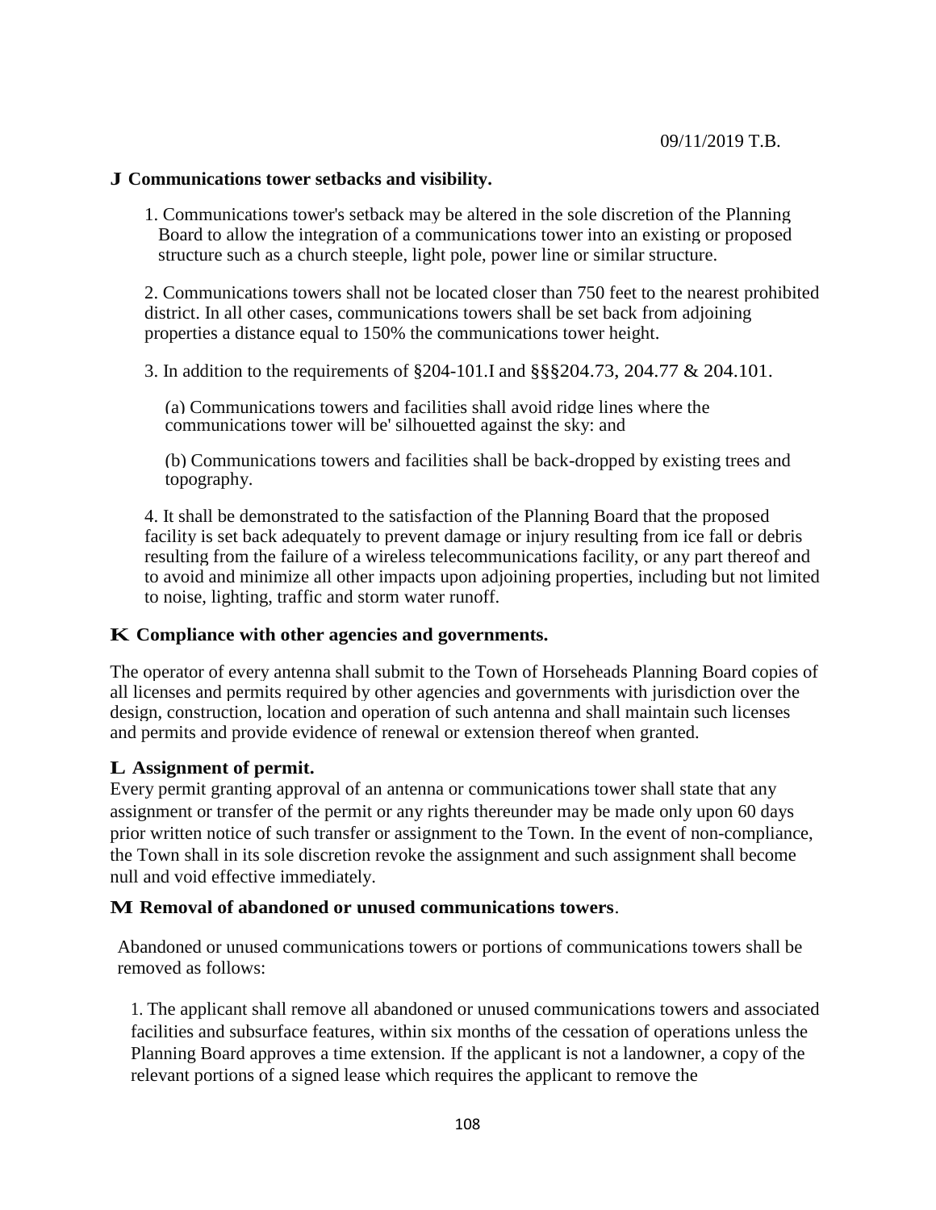09/11/2019 T.B.

**J Communications tower setbacks and visibility.**

1. Communications tower's setback may be altered in the sole discretion of the Planning Board to allow the integration of a communications tower into an existing or proposed structure such as a church steeple, light pole, power line or similar structure.

2. Communications towers shall not be located closer than 750 feet to the nearest prohibited district. In all other cases, communications towers shall be set back from adjoining properties a distance equal to 150% the communications tower height.

3. In addition to the requirements of §204-101.I and §§§204.73, 204.77 & 204.101.

   (a) Communications towers and facilities shall avoid ridge lines where the communications tower will be' silhouetted against the sky: and

   (b) Communications towers and facilities shall be back-dropped by existing trees and topography.

4. It shall be demonstrated to the satisfaction of the Planning Board that the proposed facility is set back adequately to prevent damage or injury resulting from ice fall or debris resulting from the failure of a wireless telecommunications facility, or any part thereof and to avoid and minimize all other impacts upon adjoining properties, including but not limited to noise, lighting, traffic and storm water runoff.

**K Compliance with other agencies and governments.**

The operator of every antenna shall submit to the Town of Horseheads Planning Board copies of all licenses and permits required by other agencies and governments with jurisdiction over the design, construction, location and operation of such antenna and shall maintain such licenses and permits and provide evidence of renewal or extension thereof when granted.

**L Assignment of permit.**

Every permit granting approval of an antenna or communications tower shall state that any assignment or transfer of the permit or any rights thereunder may be made only upon 60 days prior written notice of such transfer or assignment to the Town. In the event of non-compliance, the Town shall in its sole discretion revoke the assignment and such assignment shall become null and void effective immediately.

**M Removal of abandoned or unused communications towers**.

Abandoned or unused communications towers or portions of communications towers shall be removed as follows:

1. The applicant shall remove all abandoned or unused communications towers and associated facilities and subsurface features, within six months of the cessation of operations unless the Planning Board approves a time extension. If the applicant is not a landowner, a copy of the relevant portions of a signed lease which requires the applicant to remove the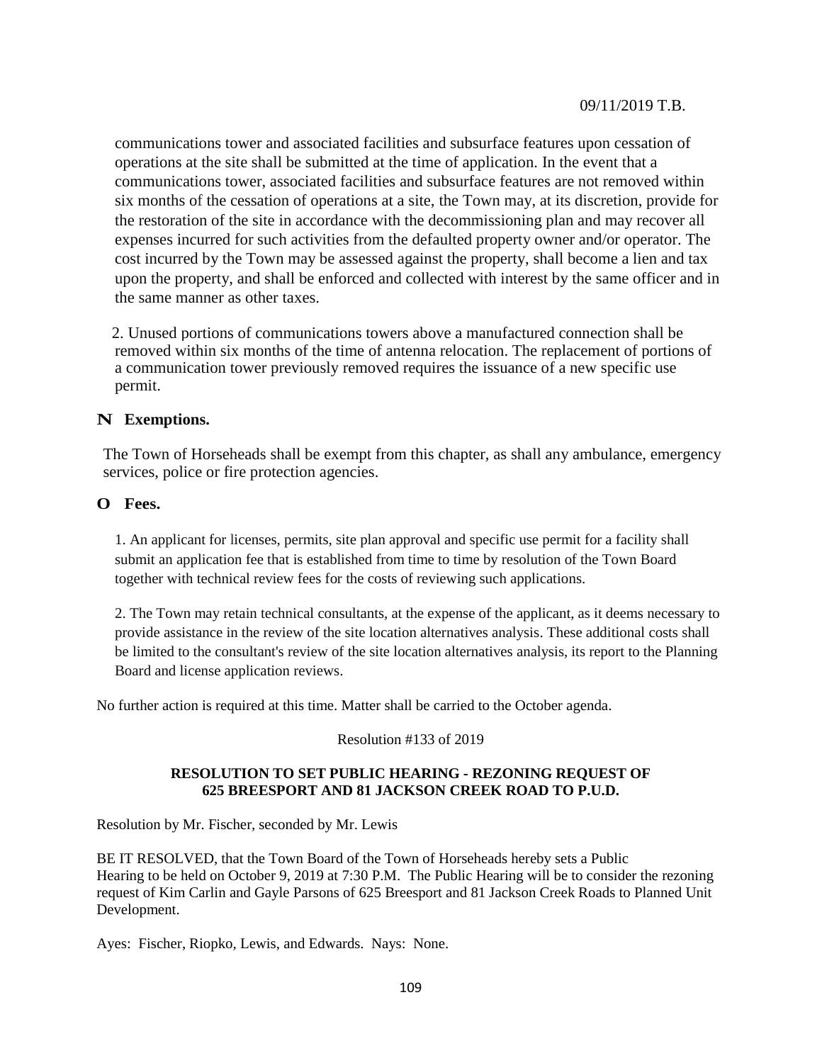communications tower and associated facilities and subsurface features upon cessation of operations at the site shall be submitted at the time of application. In the event that a communications tower, associated facilities and subsurface features are not removed within six months of the cessation of operations at a site, the Town may, at its discretion, provide for the restoration of the site in accordance with the decommissioning plan and may recover all expenses incurred for such activities from the defaulted property owner and/or operator. The cost incurred by the Town may be assessed against the property, shall become a lien and tax upon the property, and shall be enforced and collected with interest by the same officer and in the same manner as other taxes.

2. Unused portions of communications towers above a manufactured connection shall be removed within six months of the time of antenna relocation. The replacement of portions of a communication tower previously removed requires the issuance of a new specific use permit.

**N Exemptions.**

The Town of Horseheads shall be exempt from this chapter, as shall any ambulance, emergency services, police or fire protection agencies.

**O Fees.**

1. An applicant for licenses, permits, site plan approval and specific use permit for a facility shall submit an application fee that is established from time to time by resolution of the Town Board together with technical review fees for the costs of reviewing such applications.

2. The Town may retain technical consultants, at the expense of the applicant, as it deems necessary to provide assistance in the review of the site location alternatives analysis. These additional costs shall be limited to the consultant's review of the site location alternatives analysis, its report to the Planning Board and license application reviews.

No further action is required at this time. Matter shall be carried to the October agenda.

Resolution #133 of 2019

**RESOLUTION TO SET PUBLIC HEARING - REZONING REQUEST OF 625 BREESPORT AND 81 JACKSON CREEK ROAD TO P.U.D.**

Resolution by Mr. Fischer, seconded by Mr. Lewis

BE IT RESOLVED, that the Town Board of the Town of Horseheads hereby sets a Public Hearing to be held on October 9, 2019 at 7:30 P.M. The Public Hearing will be to consider the rezoning request of Kim Carlin and Gayle Parsons of 625 Breesport and 81 Jackson Creek Roads to Planned Unit Development.

Ayes: Fischer, Riopko, Lewis, and Edwards. Nays: None.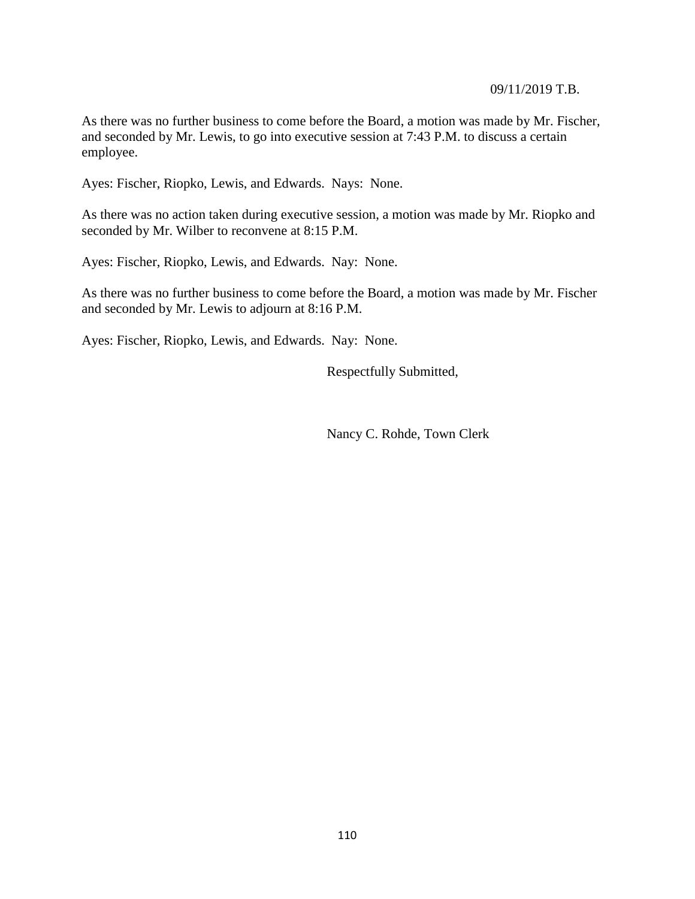As there was no further business to come before the Board, a motion was made by Mr. Fischer, and seconded by Mr. Lewis, to go into executive session at 7:43 P.M. to discuss a certain employee.

Ayes: Fischer, Riopko, Lewis, and Edwards. Nays: None.

As there was no action taken during executive session, a motion was made by Mr. Riopko and seconded by Mr. Wilber to reconvene at 8:15 P.M.

Ayes: Fischer, Riopko, Lewis, and Edwards. Nay: None.

As there was no further business to come before the Board, a motion was made by Mr. Fischer and seconded by Mr. Lewis to adjourn at 8:16 P.M.

Ayes: Fischer, Riopko, Lewis, and Edwards. Nay: None.

Respectfully Submitted,

Nancy C. Rohde, Town Clerk